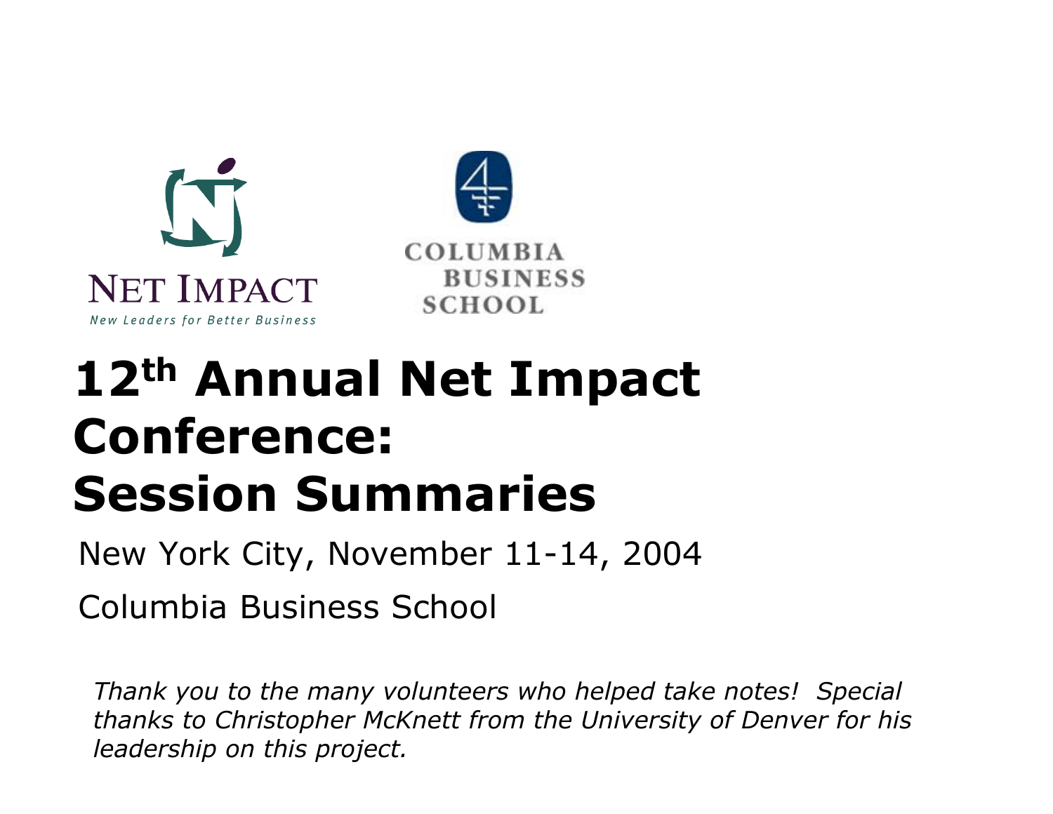NET IMPACT

New Leaders for Better Business

COLUMBIA BUSINESS SCHOOL

# 12th Annual Net Impact Conference: Session Summaries

New York City, November 11-14, 2004

Columbia Business School

*Thank you to the many volunteers who helped take notes! Special thanks to Christopher McKnett from the University of Denver for his leadership on this project.*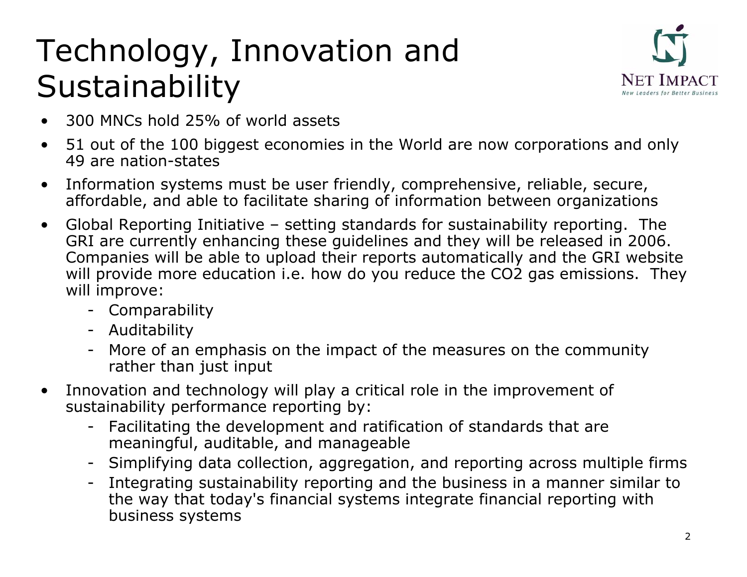# Technology, Innovation and Sustainability

- 300 MNCs hold 25% of world assets
- 51 out of the 100 biggest economies in the World are now corporations and only 49 are nation-states
- Information systems must be user friendly, comprehensive, reliable, secure, affordable, and able to facilitate sharing of information between organizations
- Global Reporting Initiative – setting standards for sustainability reporting. The GRI are currently enhancing these guidelines and they will be released in 2006. Companies will be able to upload their reports automatically and the GRI website will provide more education i.e. how do you reduce the $CO_2$ gas emissions. They will improve:
  - Comparability
  - Auditability
  - More of an emphasis on the impact of the measures on the community rather than just input
- Innovation and technology will play a critical role in the improvement of sustainability performance reporting by:
  - Facilitating the development and ratification of standards that are meaningful, auditable, and manageable
  - Simplifying data collection, aggregation, and reporting across multiple firms
  - Integrating sustainability reporting and the business in a manner similar to the way that today's financial systems integrate financial reporting with business systems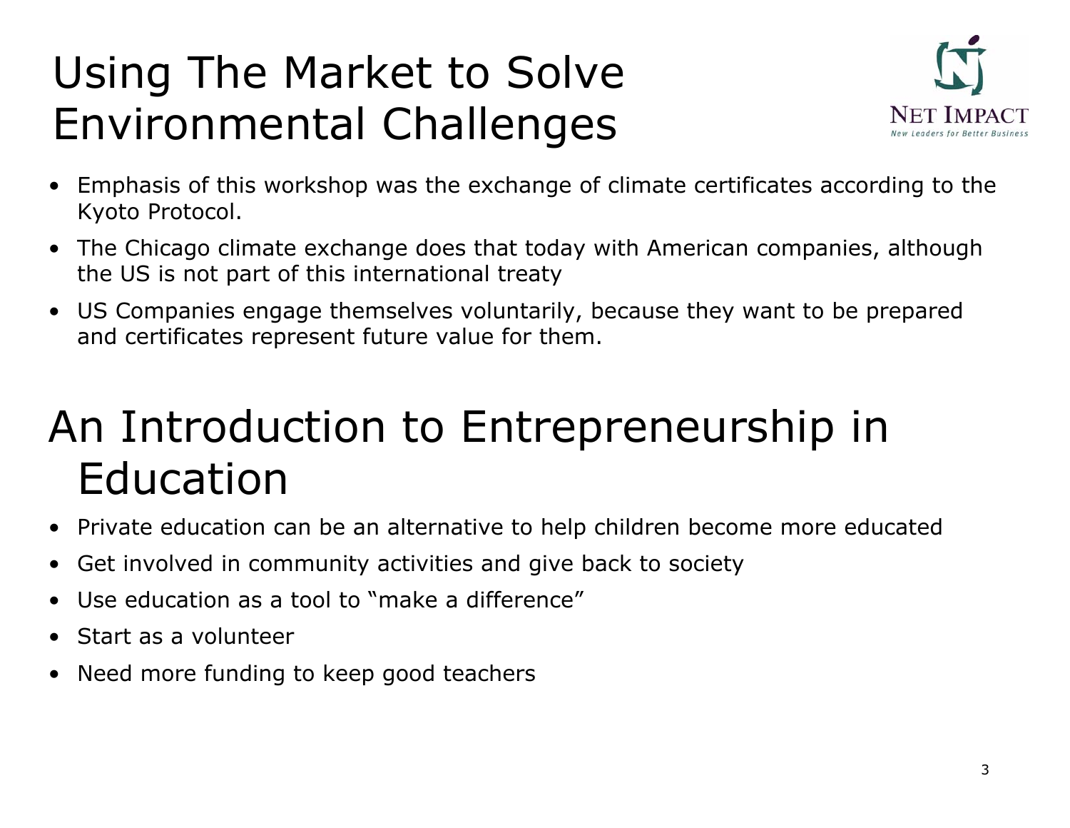# Using The Market to Solve Environmental Challenges

- Emphasis of this workshop was the exchange of climate certificates according to the Kyoto Protocol.
- The Chicago climate exchange does that today with American companies, although the US is not part of this international treaty
- US Companies engage themselves voluntarily, because they want to be prepared and certificates represent future value for them.

# An Introduction to Entrepreneurship in Education

- Private education can be an alternative to help children become more educated
- Get involved in community activities and give back to society
- Use education as a tool to "make a difference"
- Start as a volunteer
- Need more funding to keep good teachers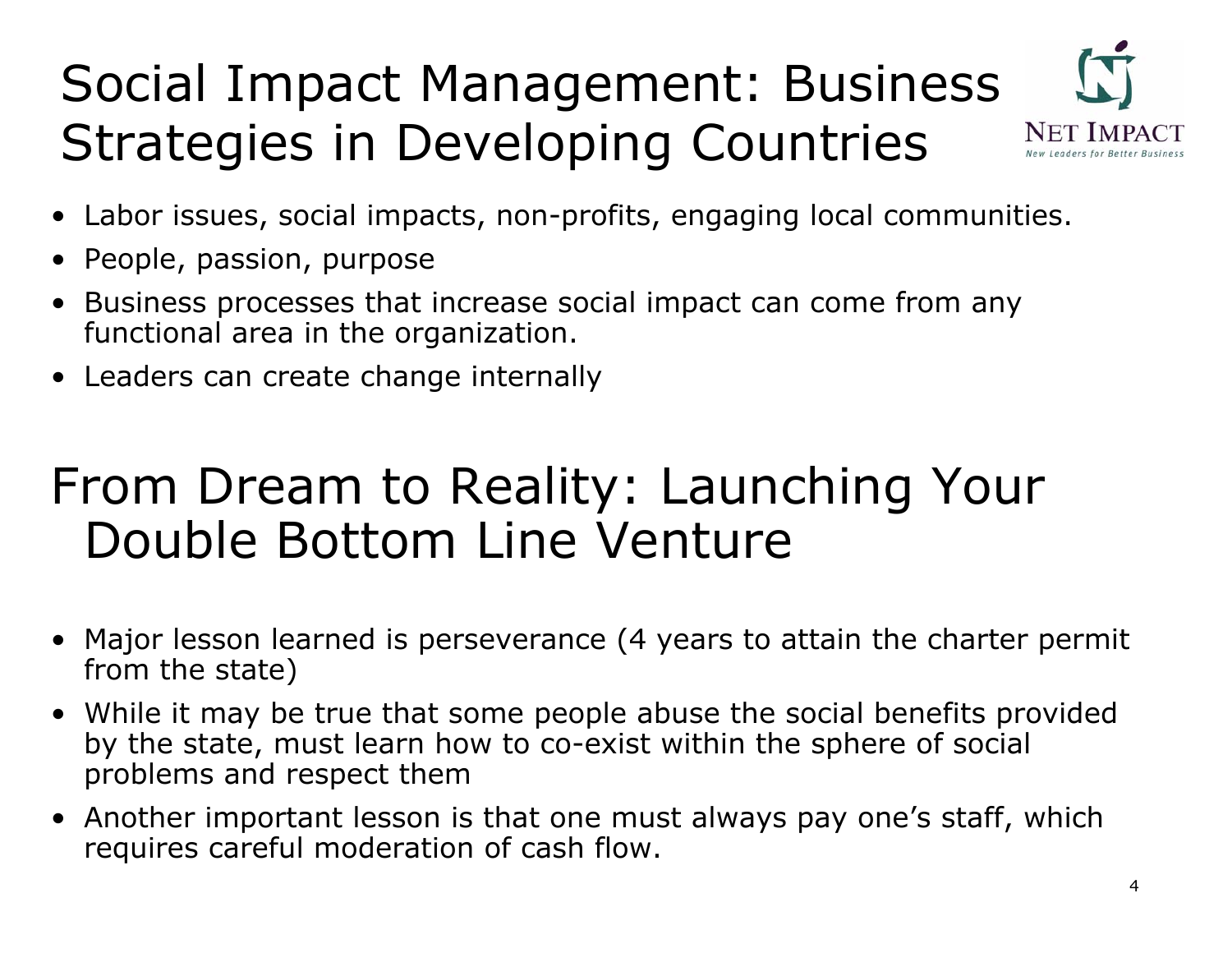# Social Impact Management: Business Strategies in Developing Countries

- Labor issues, social impacts, non-profits, engaging local communities.
- People, passion, purpose
- Business processes that increase social impact can come from any functional area in the organization.
- Leaders can create change internally

# From Dream to Reality: Launching Your Double Bottom Line Venture

- Major lesson learned is perseverance (4 years to attain the charter permit from the state)
- While it may be true that some people abuse the social benefits provided by the state, must learn how to co-exist within the sphere of social problems and respect them
- Another important lesson is that one must always pay one's staff, which requires careful moderation of cash flow.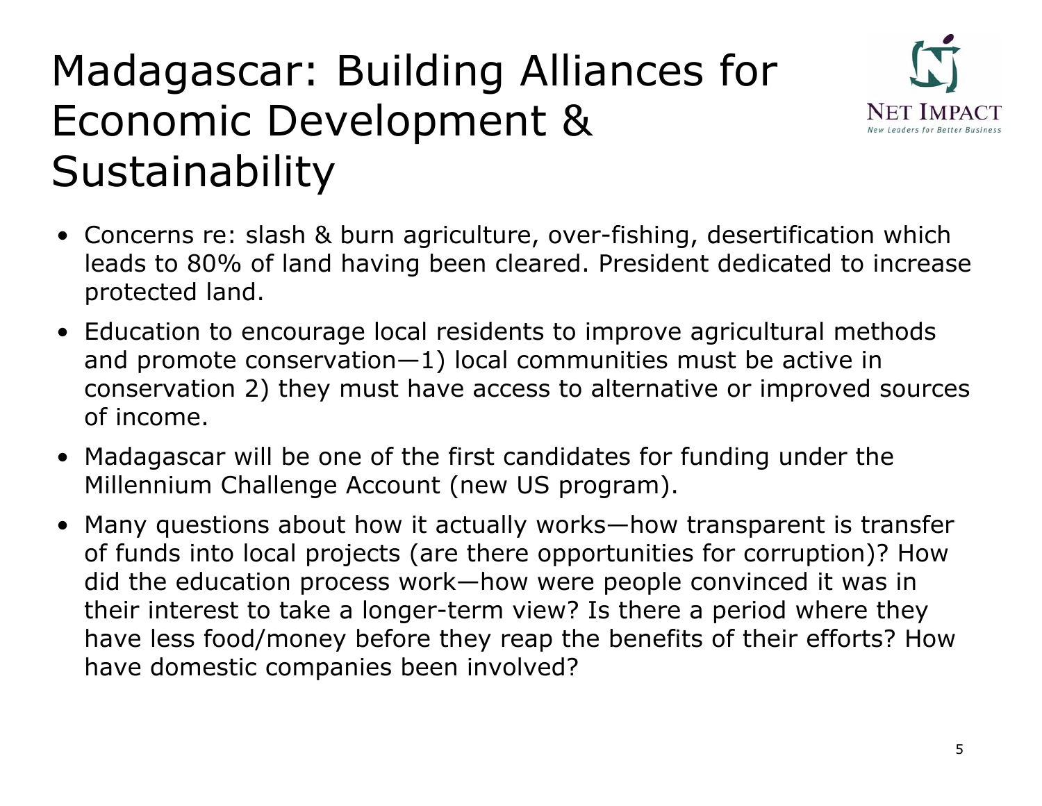# Madagascar: Building Alliances for Economic Development & Sustainability

- Concerns re: slash & burn agriculture, over-fishing, desertification which leads to 80% of land having been cleared. President dedicated to increase protected land.
- Education to encourage local residents to improve agricultural methods and promote conservation—1) local communities must be active in conservation 2) they must have access to alternative or improved sources of income.
- Madagascar will be one of the first candidates for funding under the Millennium Challenge Account (new US program).
- Many questions about how it actually works—how transparent is transfer of funds into local projects (are there opportunities for corruption)? How did the education process work—how were people convinced it was in their interest to take a longer-term view? Is there a period where they have less food/money before they reap the benefits of their efforts? How have domestic companies been involved?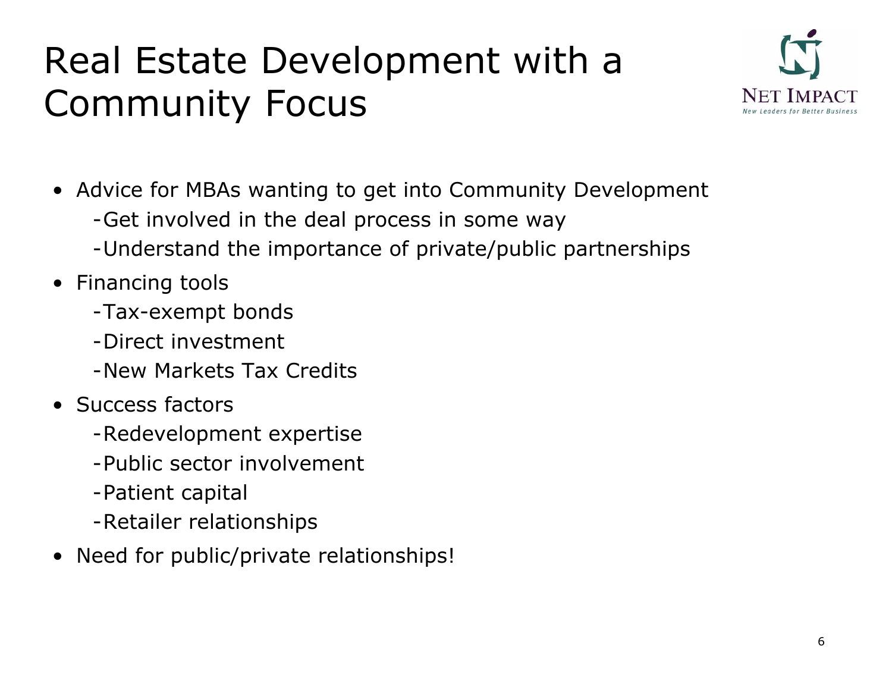# Real Estate Development with a Community Focus

- Advice for MBAs wanting to get into Community Development
  - Get involved in the deal process in some way
  - Understand the importance of private/public partnerships
- Financing tools
  - Tax-exempt bonds
  - Direct investment
  - New Markets Tax Credits
- Success factors
  - Redevelopment expertise
  - Public sector involvement
  - Patient capital
  - Retailer relationships
- Need for public/private relationships!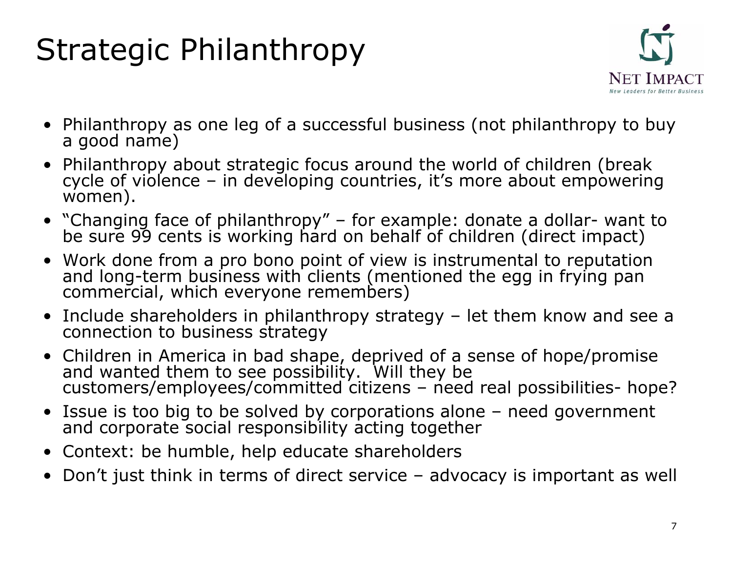# Strategic Philanthropy

- Philanthropy as one leg of a successful business (not philanthropy to buy a good name)
- Philanthropy about strategic focus around the world of children (break cycle of violence – in developing countries, it's more about empowering women).
- "Changing face of philanthropy" – for example: donate a dollar- want to be sure 99 cents is working hard on behalf of children (direct impact)
- Work done from a pro bono point of view is instrumental to reputation and long-term business with clients (mentioned the egg in frying pan commercial, which everyone remembers)
- Include shareholders in philanthropy strategy – let them know and see a connection to business strategy
- Children in America in bad shape, deprived of a sense of hope/promise and wanted them to see possibility. Will they be customers/employees/committed citizens – need real possibilities- hope?
- Issue is too big to be solved by corporations alone – need government and corporate social responsibility acting together
- Context: be humble, help educate shareholders
- Don't just think in terms of direct service – advocacy is important as well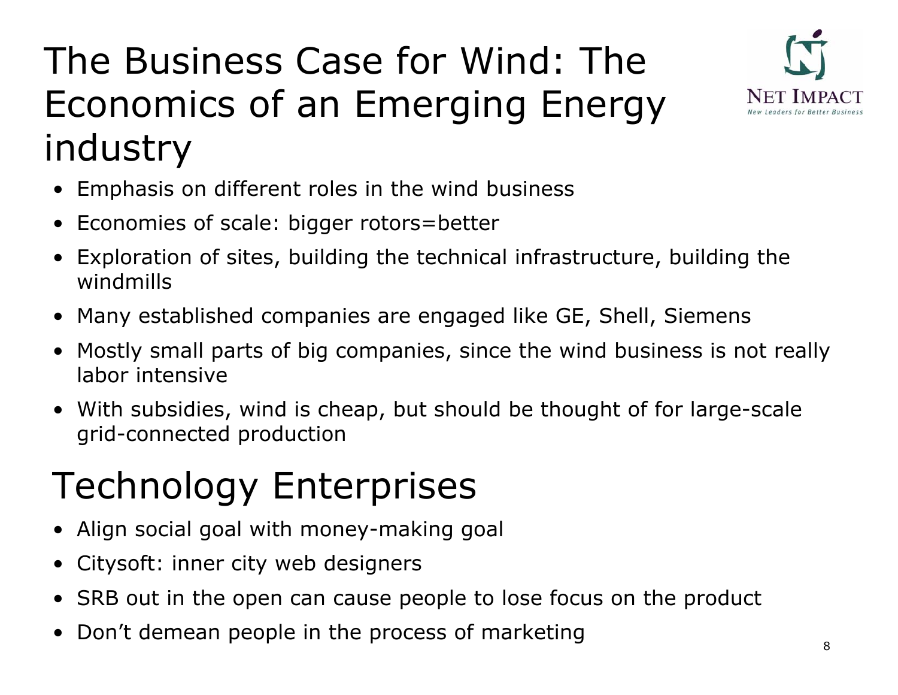# The Business Case for Wind: The Economics of an Emerging Energy industry

- Emphasis on different roles in the wind business
- Economies of scale: bigger rotors=better
- Exploration of sites, building the technical infrastructure, building the windmills
- Many established companies are engaged like GE, Shell, Siemens
- Mostly small parts of big companies, since the wind business is not really labor intensive
- With subsidies, wind is cheap, but should be thought of for large-scale grid-connected production

# Technology Enterprises

- Align social goal with money-making goal
- Citysoft: inner city web designers
- SRB out in the open can cause people to lose focus on the product
- Don't demean people in the process of marketing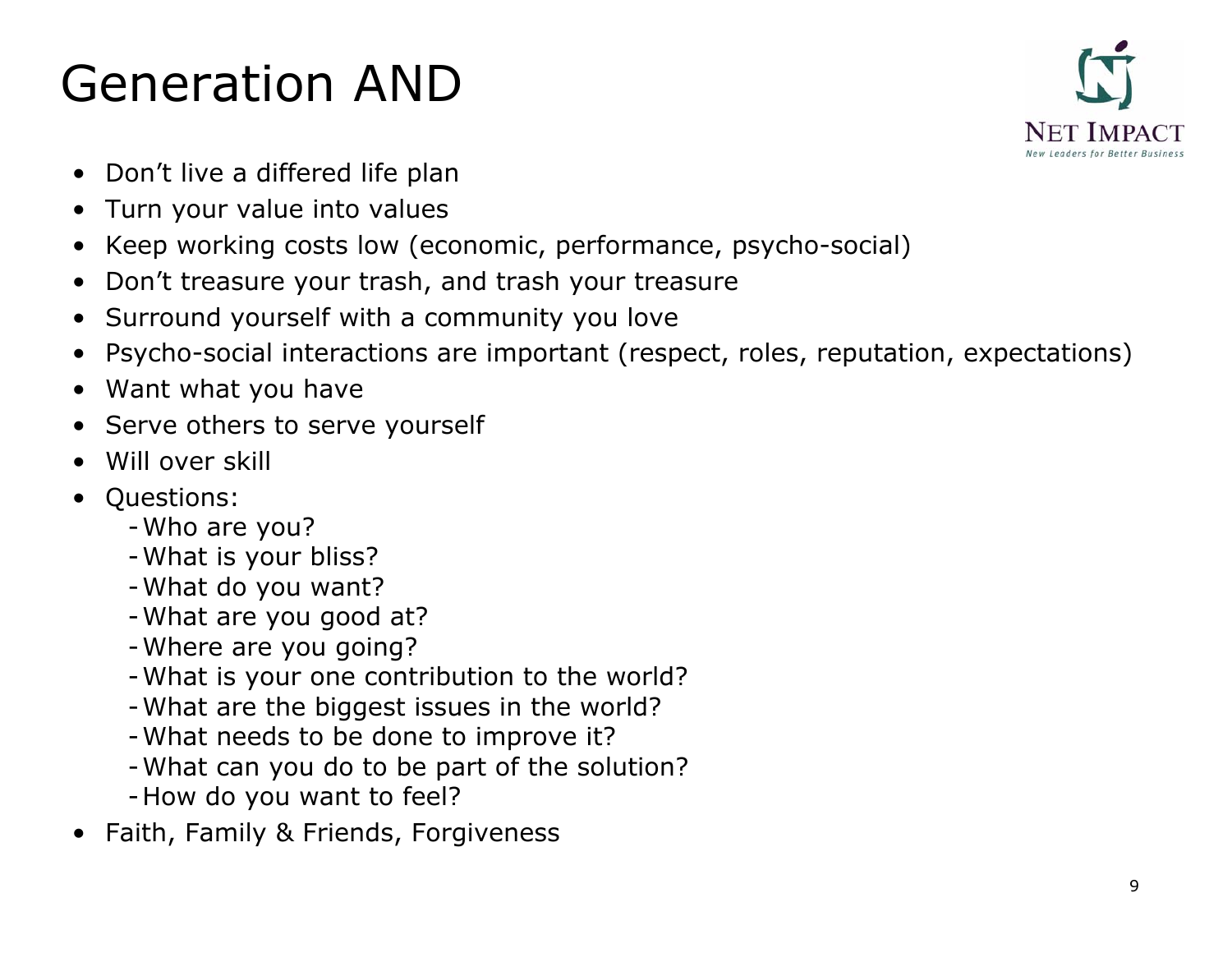# Generation AND

- Don't live a differed life plan
- Turn your value into values
- Keep working costs low (economic, performance, psycho-social)
- Don't treasure your trash, and trash your treasure
- Surround yourself with a community you love
- Psycho-social interactions are important (respect, roles, reputation, expectations)
- Want what you have
- Serve others to serve yourself
- Will over skill
- Questions:
  - Who are you?
  - What is your bliss?
  - What do you want?
  - What are you good at?
  - Where are you going?
  - What is your one contribution to the world?
  - What are the biggest issues in the world?
  - What needs to be done to improve it?
  - What can you do to be part of the solution?
  - How do you want to feel?
- Faith, Family & Friends, Forgiveness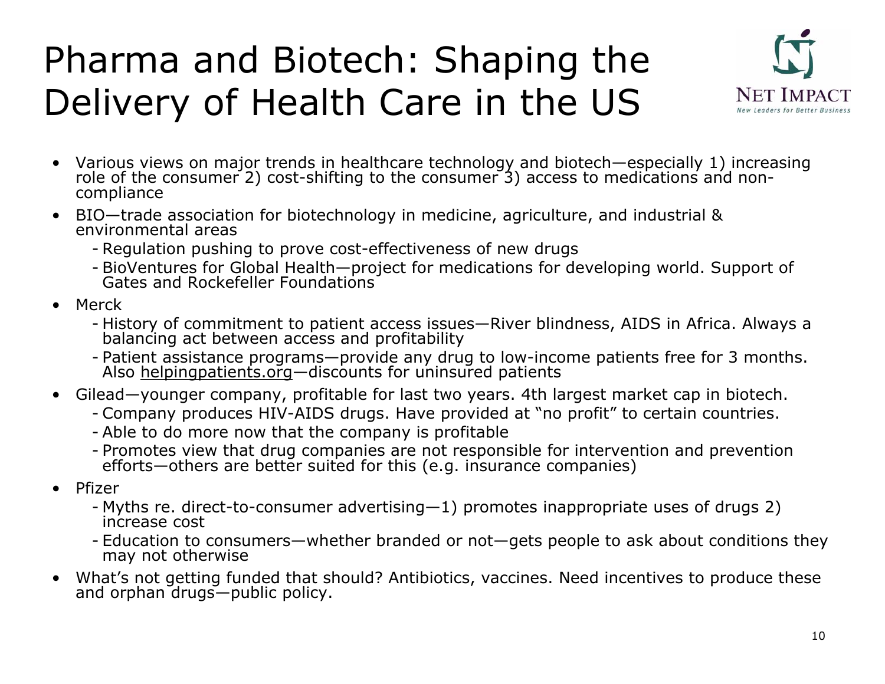# Pharma and Biotech: Shaping the Delivery of Health Care in the US

- Various views on major trends in healthcare technology and biotech—especially 1) increasing role of the consumer 2) cost-shifting to the consumer 3) access to medications and non-compliance
- BIO—trade association for biotechnology in medicine, agriculture, and industrial & environmental areas
  - Regulation pushing to prove cost-effectiveness of new drugs
  - BioVentures for Global Health—project for medications for developing world. Support of Gates and Rockefeller Foundations
- Merck
  - History of commitment to patient access issues—River blindness, AIDS in Africa. Always a balancing act between access and profitability
  - Patient assistance programs—provide any drug to low-income patients free for 3 months. Also helpingpatients.org—discounts for uninsured patients
- Gilead—younger company, profitable for last two years. 4th largest market cap in biotech.
  - Company produces HIV-AIDS drugs. Have provided at "no profit" to certain countries.
  - Able to do more now that the company is profitable
  - Promotes view that drug companies are not responsible for intervention and prevention efforts—others are better suited for this (e.g. insurance companies)
- Pfizer
  - Myths re. direct-to-consumer advertising—1) promotes inappropriate uses of drugs 2) increase cost
  - Education to consumers—whether branded or not—gets people to ask about conditions they may not otherwise
- What's not getting funded that should? Antibiotics, vaccines. Need incentives to produce these and orphan drugs—public policy.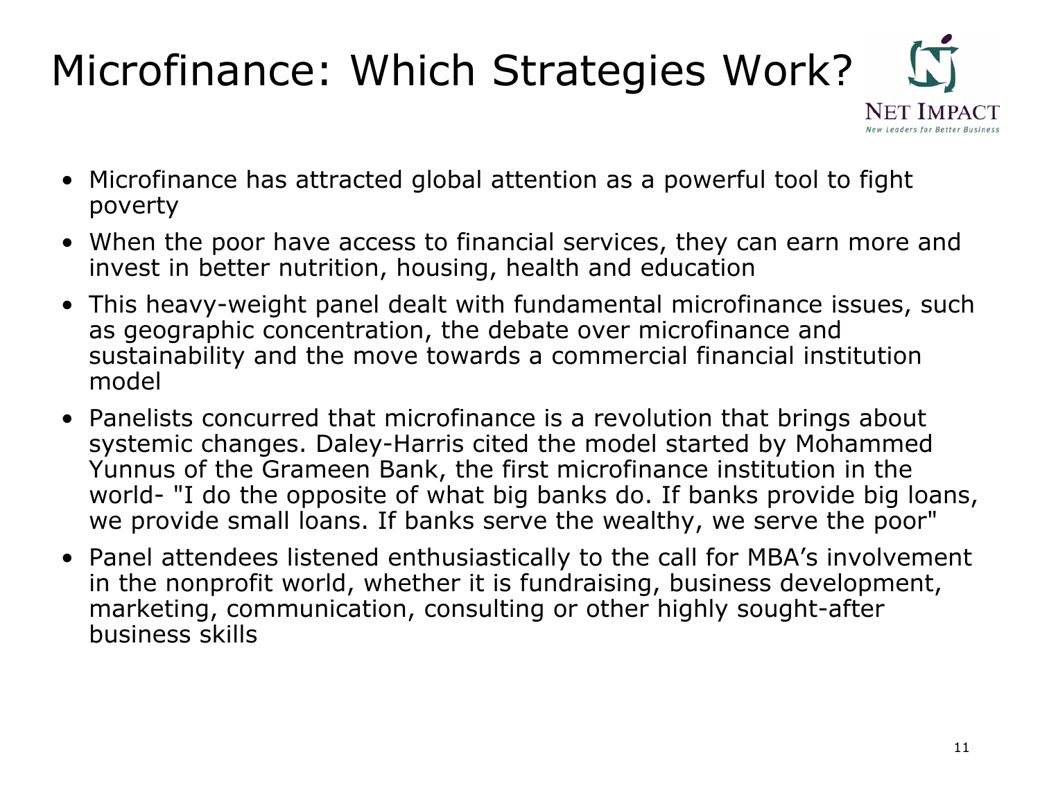# Microfinance: Which Strategies Work?

- Microfinance has attracted global attention as a powerful tool to fight poverty
- When the poor have access to financial services, they can earn more and invest in better nutrition, housing, health and education
- This heavy-weight panel dealt with fundamental microfinance issues, such as geographic concentration, the debate over microfinance and sustainability and the move towards a commercial financial institution model
- Panelists concurred that microfinance is a revolution that brings about systemic changes. Daley-Harris cited the model started by Mohammed Yunnus of the Grameen Bank, the first microfinance institution in the world- "I do the opposite of what big banks do. If banks provide big loans, we provide small loans. If banks serve the wealthy, we serve the poor"
- Panel attendees listened enthusiastically to the call for MBA's involvement in the nonprofit world, whether it is fundraising, business development, marketing, communication, consulting or other highly sought-after business skills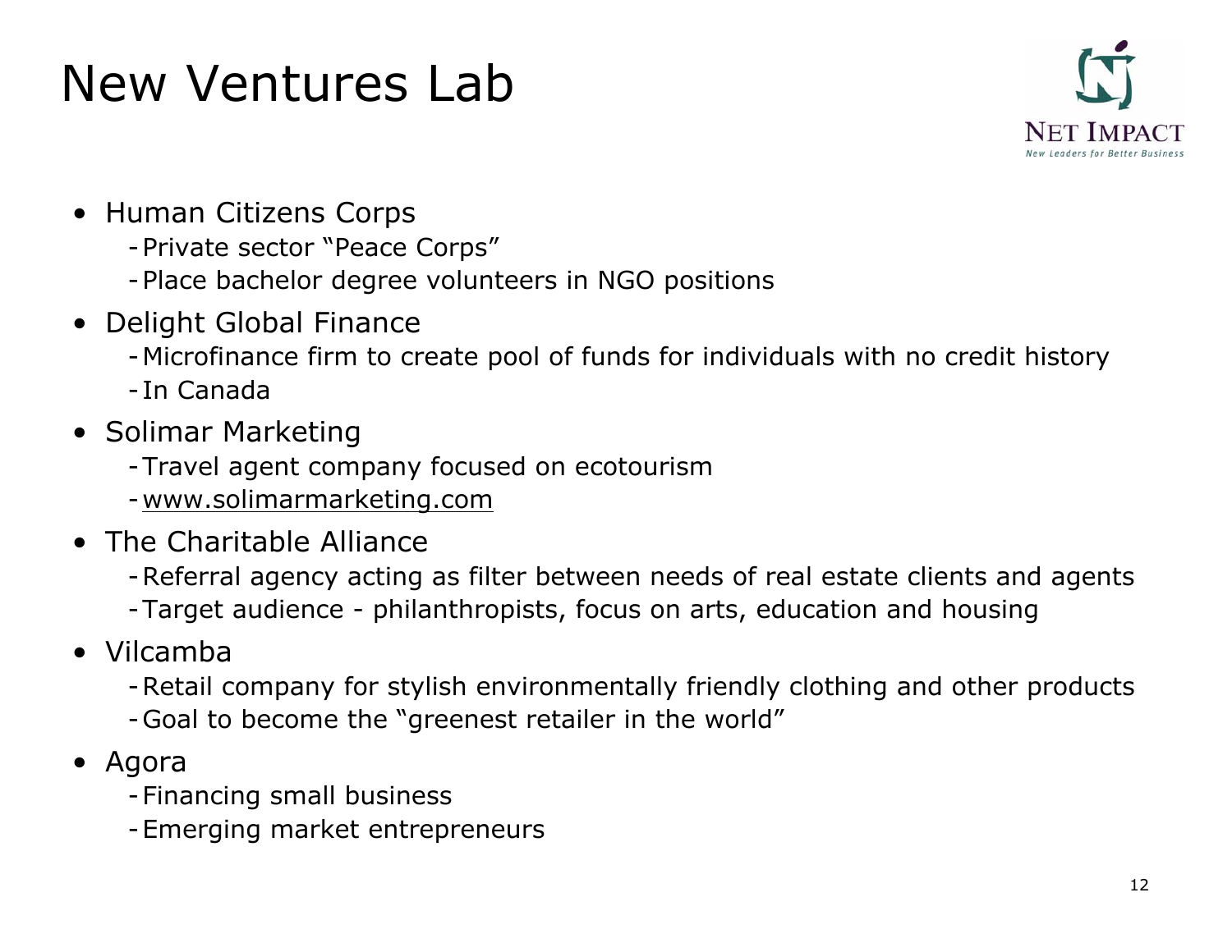# New Ventures Lab

- Human Citizens Corps
  - Private sector "Peace Corps"
  - Place bachelor degree volunteers in NGO positions
- Delight Global Finance
  - Microfinance firm to create pool of funds for individuals with no credit history
  - In Canada
- Solimar Marketing
  - Travel agent company focused on ecotourism
  - www.solimarmarketing.com
- The Charitable Alliance
  - Referral agency acting as filter between needs of real estate clients and agents
  - Target audience - philanthropists, focus on arts, education and housing
- Vilcamba
  - Retail company for stylish environmentally friendly clothing and other products
  - Goal to become the "greenest retailer in the world"
- Agora
  - Financing small business
  - Emerging market entrepreneurs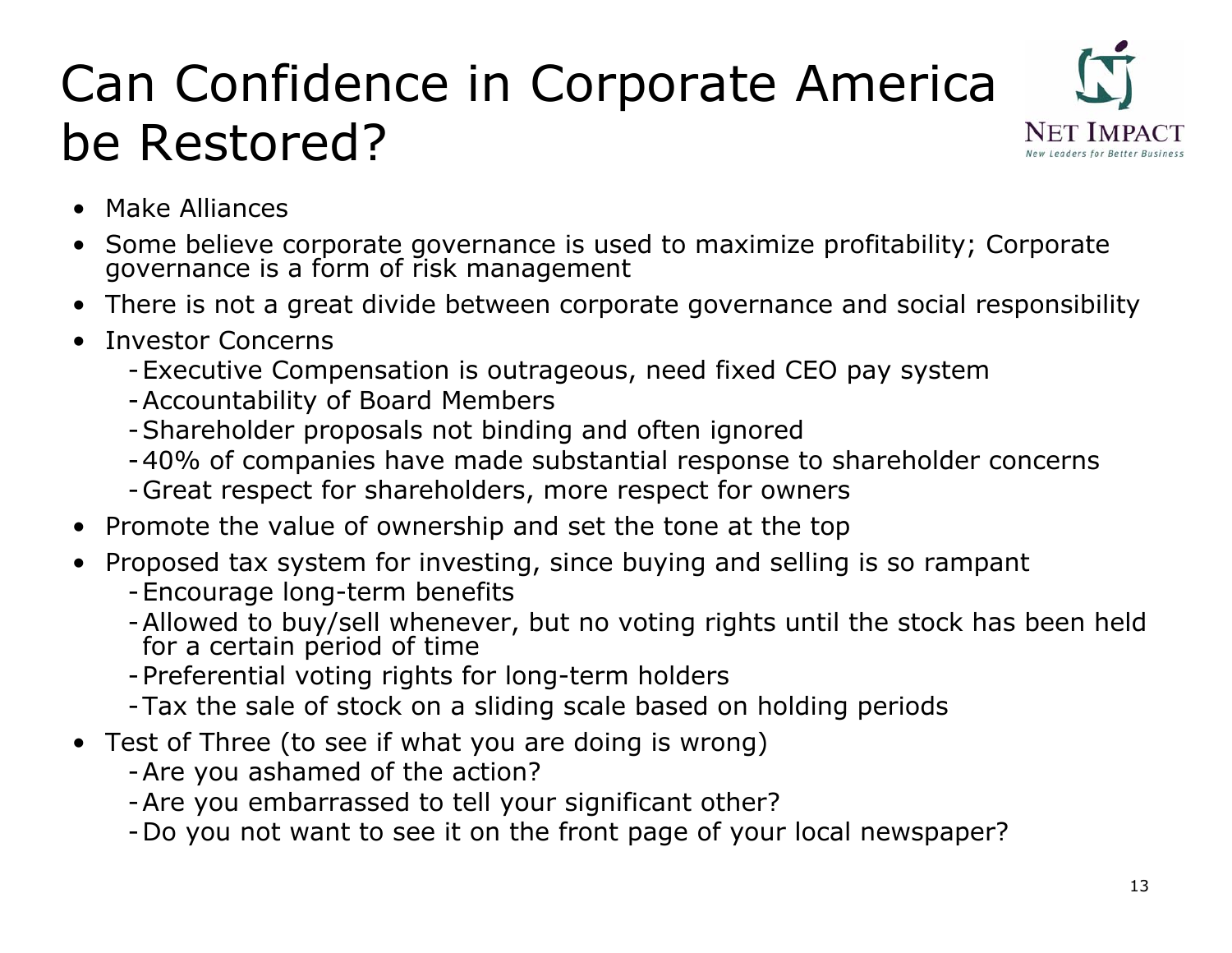# Can Confidence in Corporate America be Restored?

- Make Alliances
- Some believe corporate governance is used to maximize profitability; Corporate governance is a form of risk management
- There is not a great divide between corporate governance and social responsibility
- Investor Concerns
  - Executive Compensation is outrageous, need fixed CEO pay system
  - Accountability of Board Members
  - Shareholder proposals not binding and often ignored
  - 40% of companies have made substantial response to shareholder concerns
  - Great respect for shareholders, more respect for owners
- Promote the value of ownership and set the tone at the top
- Proposed tax system for investing, since buying and selling is so rampant
  - Encourage long-term benefits
  - Allowed to buy/sell whenever, but no voting rights until the stock has been held for a certain period of time
  - Preferential voting rights for long-term holders
  - Tax the sale of stock on a sliding scale based on holding periods
- Test of Three (to see if what you are doing is wrong)
  - Are you ashamed of the action?
  - Are you embarrassed to tell your significant other?
  - Do you not want to see it on the front page of your local newspaper?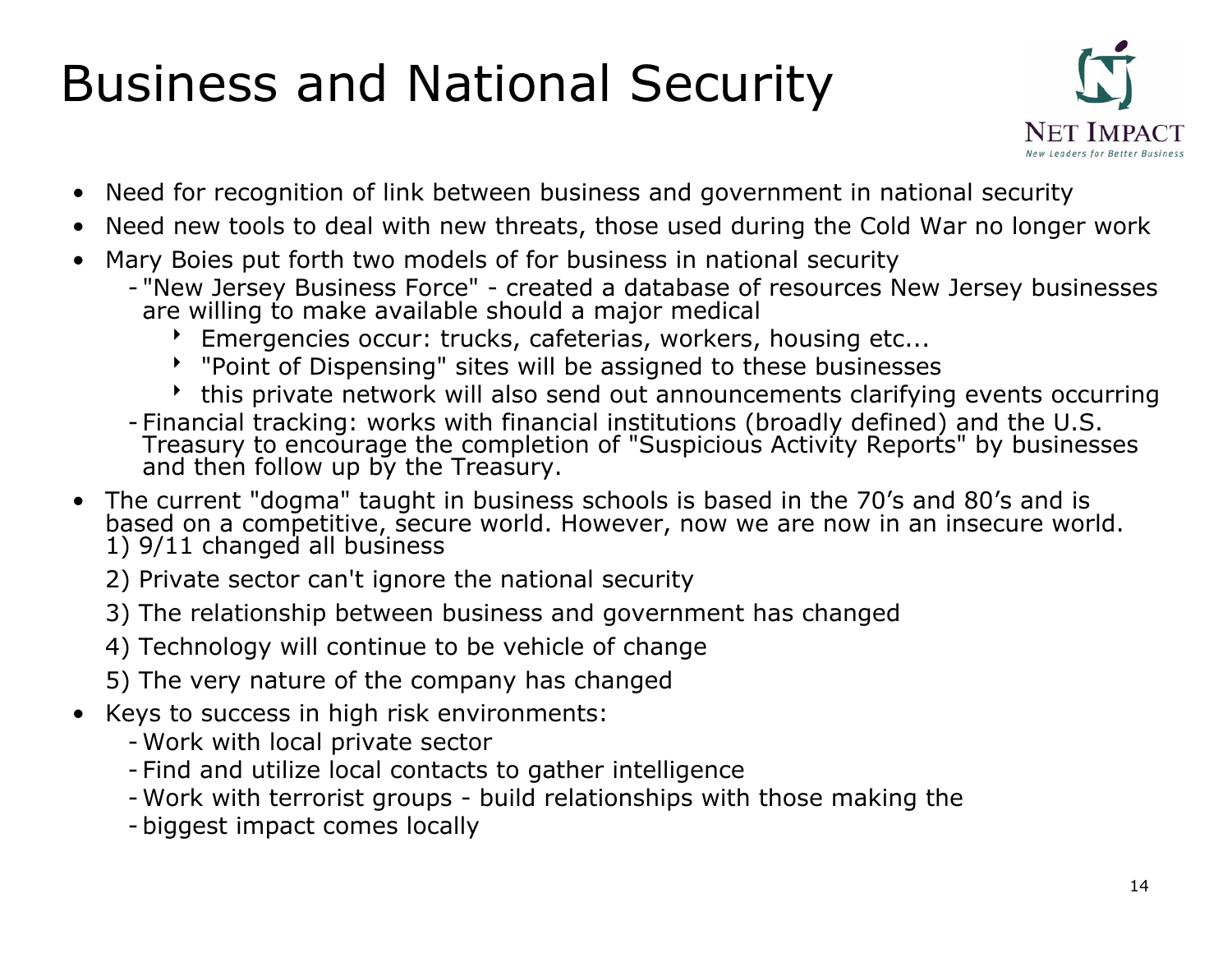# Business and National Security

- Need for recognition of link between business and government in national security
- Need new tools to deal with new threats, those used during the Cold War no longer work
- Mary Boies put forth two models of for business in national security
  - "New Jersey Business Force" - created a database of resources New Jersey businesses are willing to make available should a major medical
    - Emergencies occur: trucks, cafeterias, workers, housing etc...
    - "Point of Dispensing" sites will be assigned to these businesses
    - this private network will also send out announcements clarifying events occurring
  - Financial tracking: works with financial institutions (broadly defined) and the U.S. Treasury to encourage the completion of "Suspicious Activity Reports" by businesses and then follow up by the Treasury.
- The current "dogma" taught in business schools is based in the 70's and 80's and is based on a competitive, secure world. However, now we are now in an insecure world.
  1) 9/11 changed all business
  2) Private sector can't ignore the national security
  3) The relationship between business and government has changed
  4) Technology will continue to be vehicle of change
  5) The very nature of the company has changed
- Keys to success in high risk environments:
  - Work with local private sector
  - Find and utilize local contacts to gather intelligence
  - Work with terrorist groups - build relationships with those making the
  - biggest impact comes locally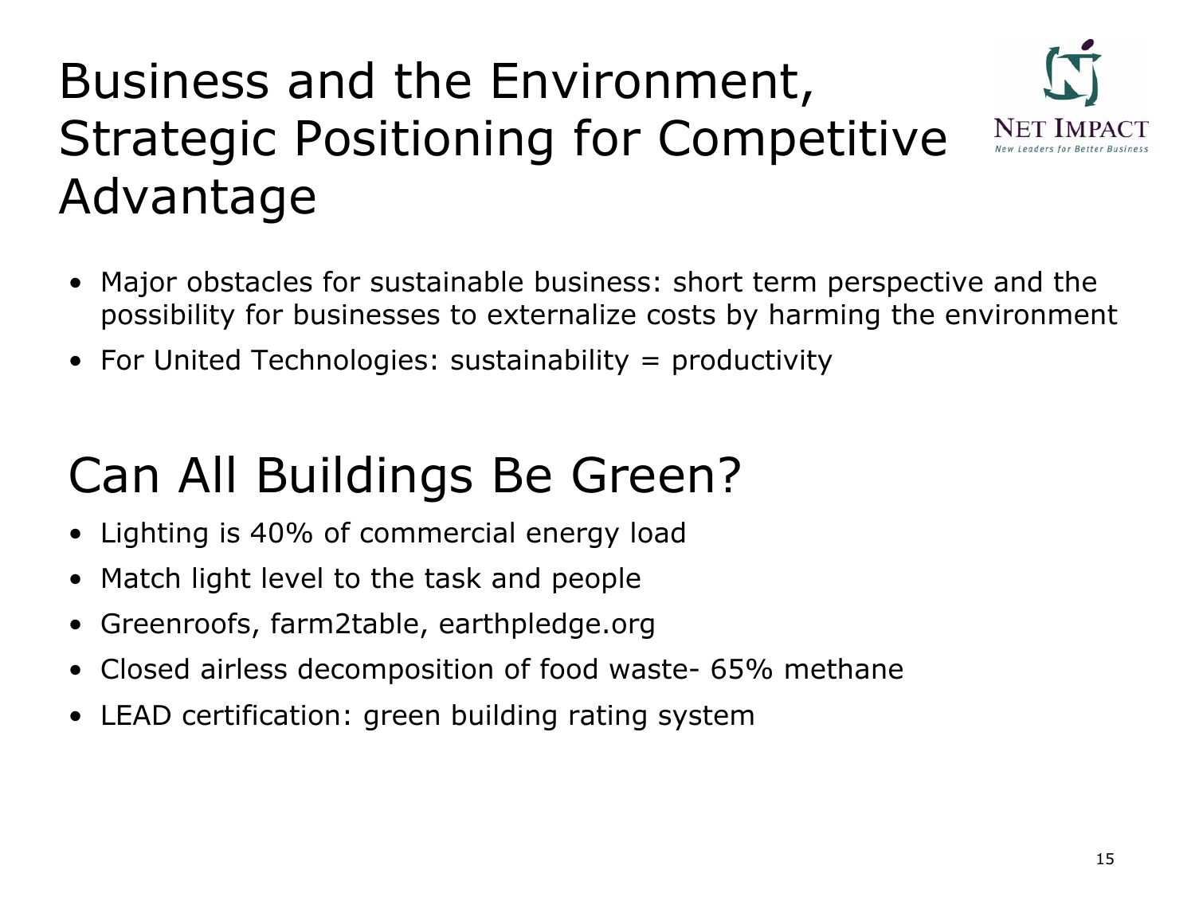# Business and the Environment, Strategic Positioning for Competitive Advantage

- Major obstacles for sustainable business: short term perspective and the possibility for businesses to externalize costs by harming the environment
- For United Technologies: sustainability = productivity

## Can All Buildings Be Green?

- Lighting is 40% of commercial energy load
- Match light level to the task and people
- Greenroofs, farm2table, earthpledge.org
- Closed airless decomposition of food waste- 65% methane
- LEAD certification: green building rating system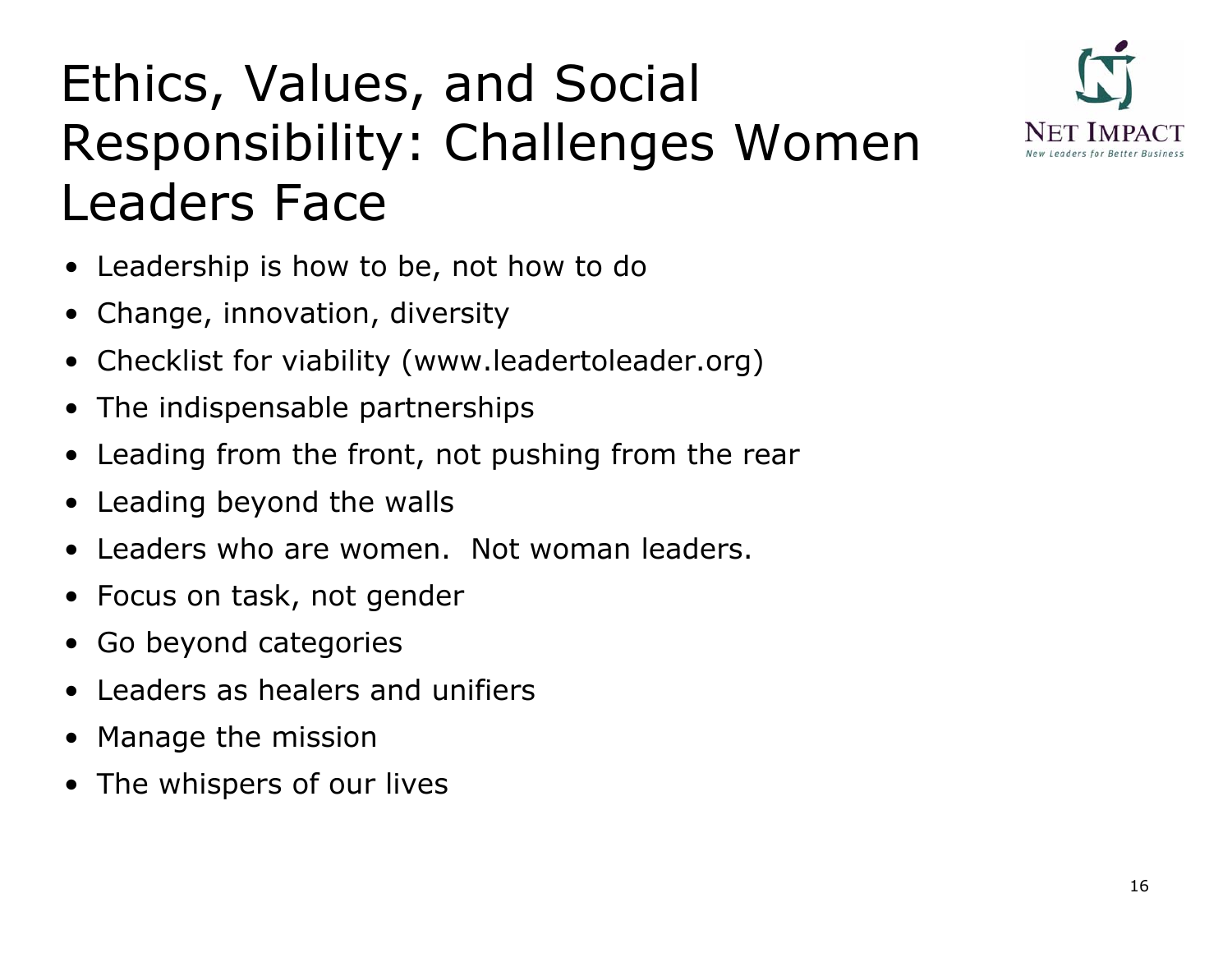# Ethics, Values, and Social Responsibility: Challenges Women Leaders Face

- Leadership is how to be, not how to do
- Change, innovation, diversity
- Checklist for viability (www.leadertoleader.org)
- The indispensable partnerships
- Leading from the front, not pushing from the rear
- Leading beyond the walls
- Leaders who are women.  Not woman leaders.
- Focus on task, not gender
- Go beyond categories
- Leaders as healers and unifiers
- Manage the mission
- The whispers of our lives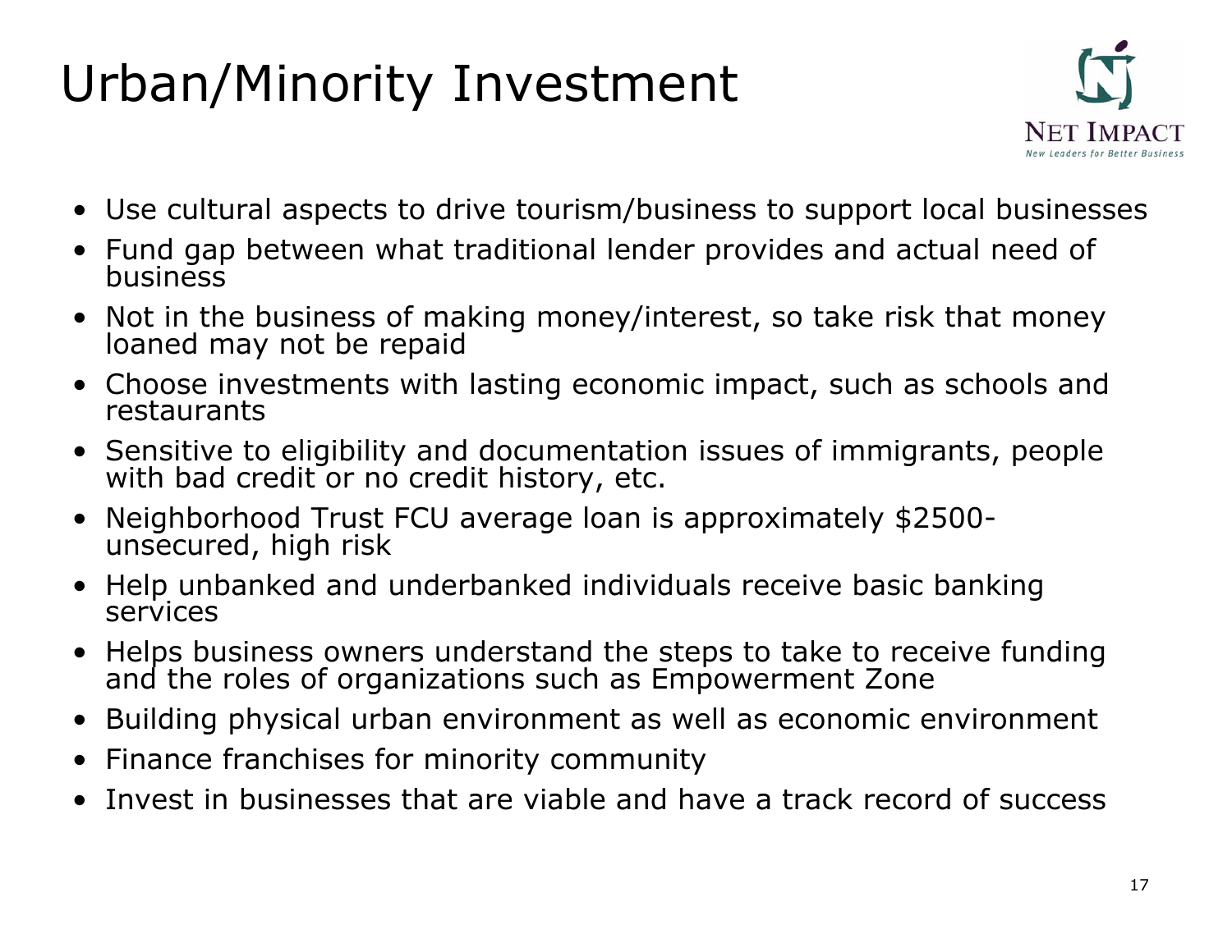# Urban/Minority Investment

- Use cultural aspects to drive tourism/business to support local businesses
- Fund gap between what traditional lender provides and actual need of business
- Not in the business of making money/interest, so take risk that money loaned may not be repaid
- Choose investments with lasting economic impact, such as schools and restaurants
- Sensitive to eligibility and documentation issues of immigrants, people with bad credit or no credit history, etc.
- Neighborhood Trust FCU average loan is approximately $2500- unsecured, high risk
- Help unbanked and underbanked individuals receive basic banking services
- Helps business owners understand the steps to take to receive funding and the roles of organizations such as Empowerment Zone
- Building physical urban environment as well as economic environment
- Finance franchises for minority community
- Invest in businesses that are viable and have a track record of success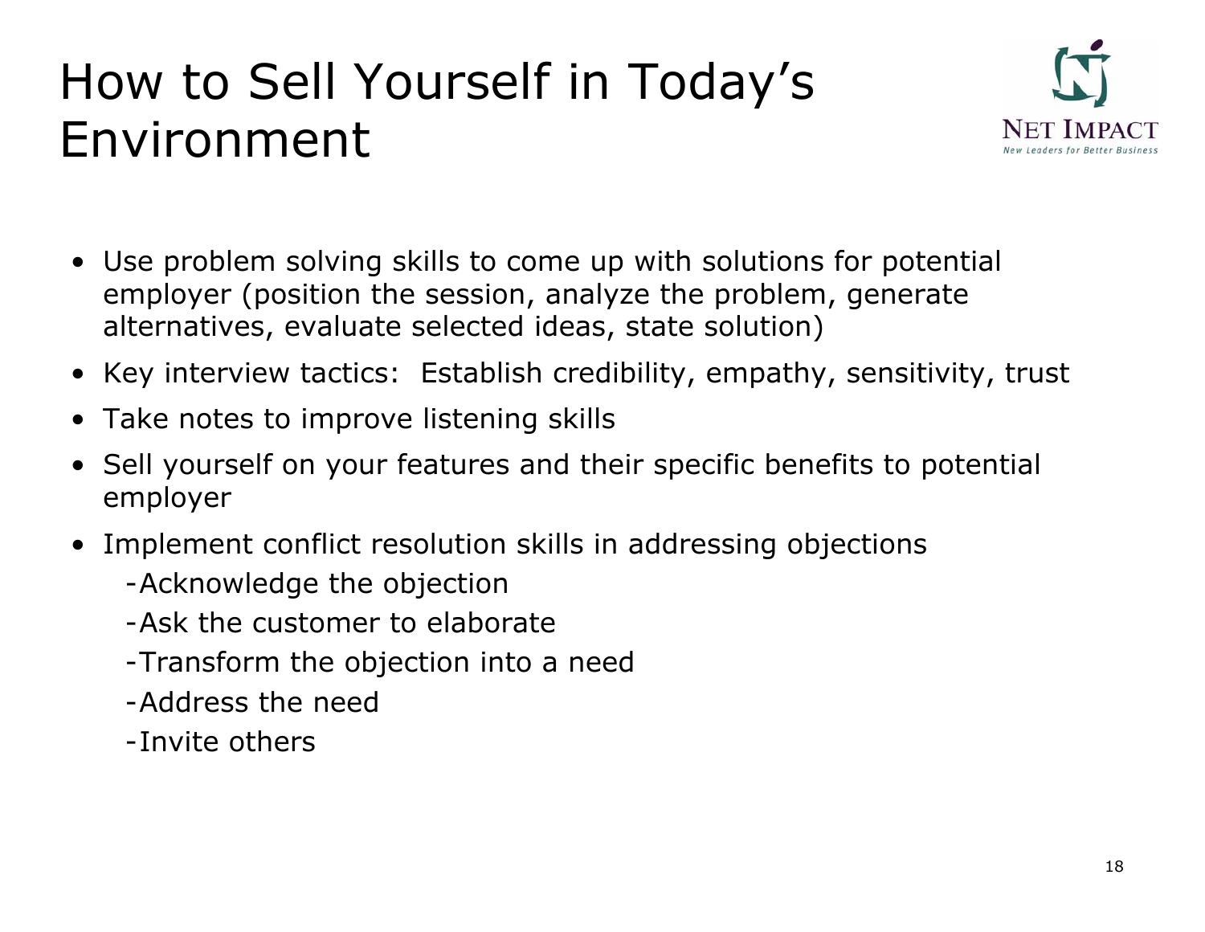# How to Sell Yourself in Today's Environment

- Use problem solving skills to come up with solutions for potential employer (position the session, analyze the problem, generate alternatives, evaluate selected ideas, state solution)
- Key interview tactics: Establish credibility, empathy, sensitivity, trust
- Take notes to improve listening skills
- Sell yourself on your features and their specific benefits to potential employer
- Implement conflict resolution skills in addressing objections
  - -Acknowledge the objection
  - -Ask the customer to elaborate
  - -Transform the objection into a need
  - -Address the need
  - -Invite others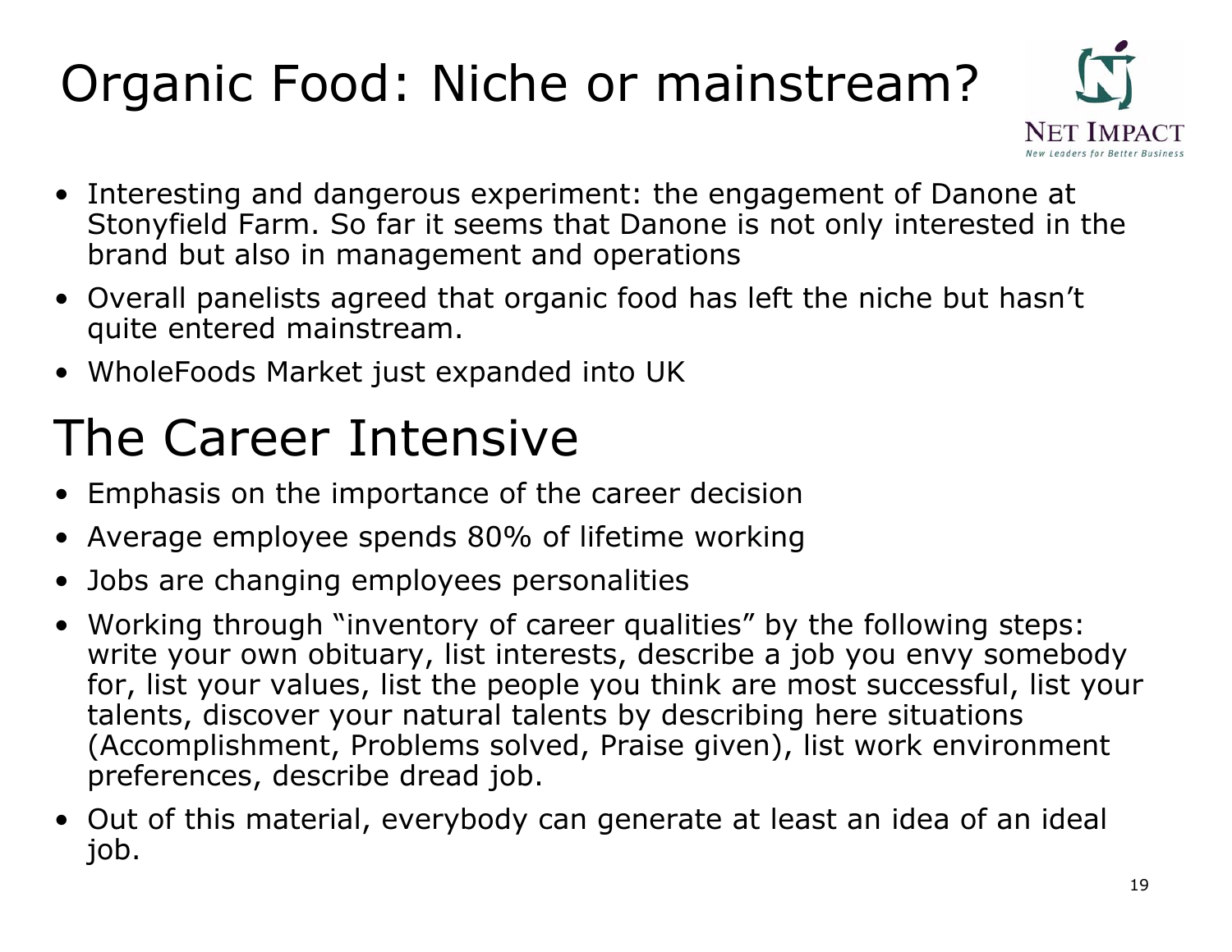# Organic Food: Niche or mainstream?

- Interesting and dangerous experiment: the engagement of Danone at Stonyfield Farm. So far it seems that Danone is not only interested in the brand but also in management and operations
- Overall panelists agreed that organic food has left the niche but hasn't quite entered mainstream.
- WholeFoods Market just expanded into UK

# The Career Intensive

- Emphasis on the importance of the career decision
- Average employee spends 80% of lifetime working
- Jobs are changing employees personalities
- Working through "inventory of career qualities" by the following steps: write your own obituary, list interests, describe a job you envy somebody for, list your values, list the people you think are most successful, list your talents, discover your natural talents by describing here situations (Accomplishment, Problems solved, Praise given), list work environment preferences, describe dread job.
- Out of this material, everybody can generate at least an idea of an ideal job.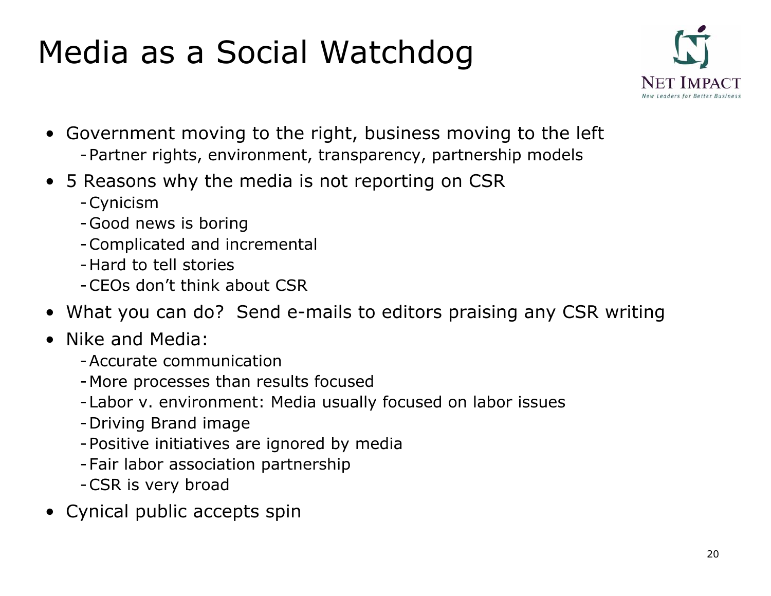# Media as a Social Watchdog

- Government moving to the right, business moving to the left
  - Partner rights, environment, transparency, partnership models
- 5 Reasons why the media is not reporting on CSR
  - Cynicism
  - Good news is boring
  - Complicated and incremental
  - Hard to tell stories
  - CEOs don't think about CSR
- What you can do? Send e-mails to editors praising any CSR writing
- Nike and Media:
  - Accurate communication
  - More processes than results focused
  - Labor v. environment: Media usually focused on labor issues
  - Driving Brand image
  - Positive initiatives are ignored by media
  - Fair labor association partnership
  - CSR is very broad
- Cynical public accepts spin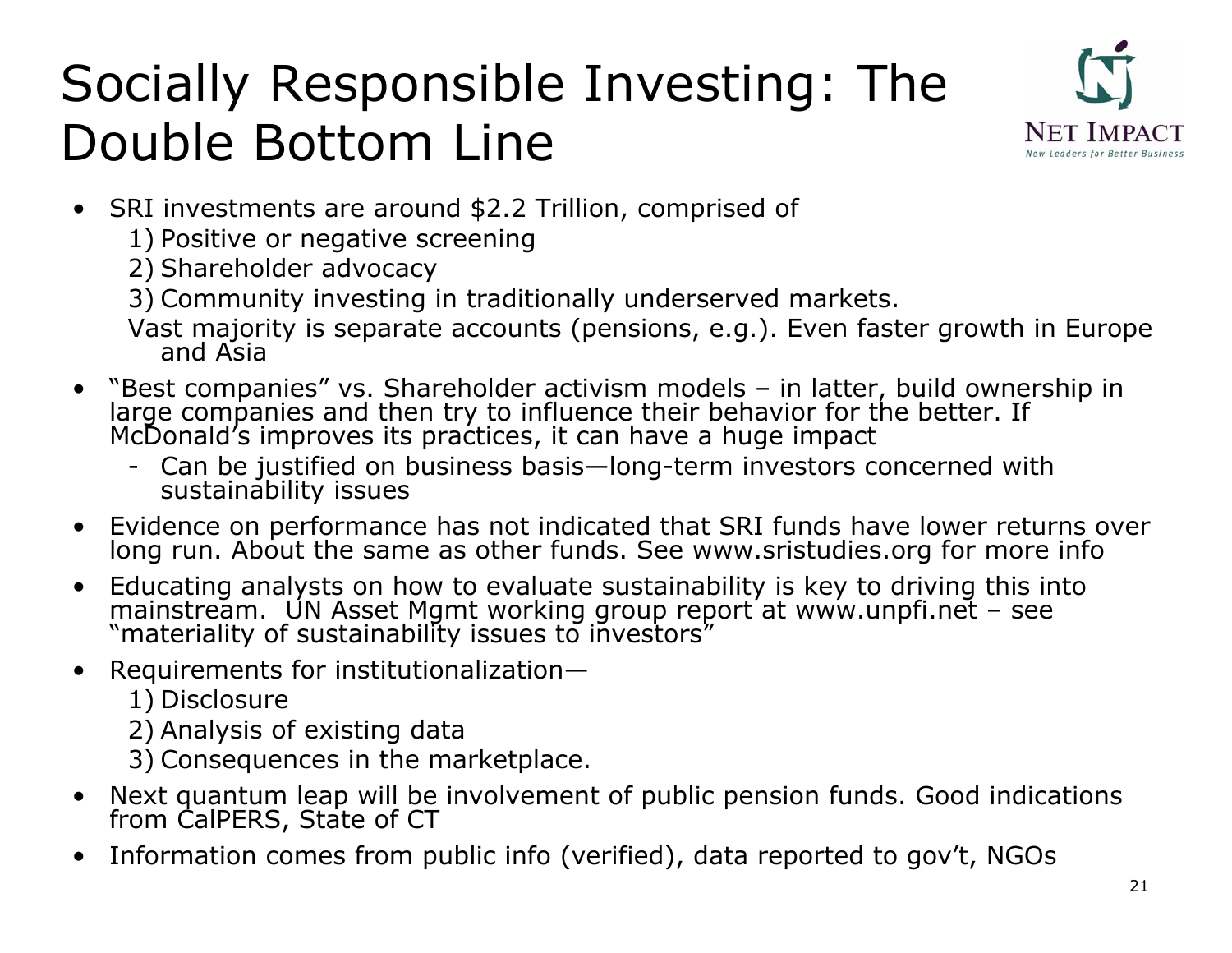# Socially Responsible Investing: The Double Bottom Line

NET IMPACT
*New Leaders for Better Business*

- SRI investments are around $2.2 Trillion, comprised of
  1) Positive or negative screening
  2) Shareholder advocacy
  3) Community investing in traditionally underserved markets.

  Vast majority is separate accounts (pensions, e.g.). Even faster growth in Europe and Asia
- "Best companies" vs. Shareholder activism models – in latter, build ownership in large companies and then try to influence their behavior for the better. If McDonald's improves its practices, it can have a huge impact
  - Can be justified on business basis—long-term investors concerned with sustainability issues
- Evidence on performance has not indicated that SRI funds have lower returns over long run. About the same as other funds. See www.sristudies.org for more info
- Educating analysts on how to evaluate sustainability is key to driving this into mainstream. UN Asset Mgmt working group report at www.unpfi.net – see "materiality of sustainability issues to investors"
- Requirements for institutionalization—
  1) Disclosure
  2) Analysis of existing data
  3) Consequences in the marketplace.
- Next quantum leap will be involvement of public pension funds. Good indications from CalPERS, State of CT
- Information comes from public info (verified), data reported to gov't, NGOs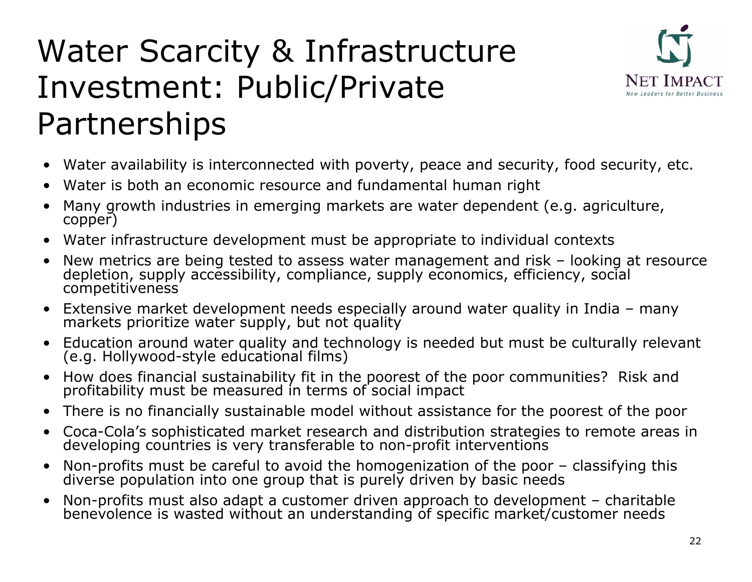# Water Scarcity & Infrastructure Investment: Public/Private Partnerships

- Water availability is interconnected with poverty, peace and security, food security, etc.
- Water is both an economic resource and fundamental human right
- Many growth industries in emerging markets are water dependent (e.g. agriculture, copper)
- Water infrastructure development must be appropriate to individual contexts
- New metrics are being tested to assess water management and risk – looking at resource depletion, supply accessibility, compliance, supply economics, efficiency, social competitiveness
- Extensive market development needs especially around water quality in India – many markets prioritize water supply, but not quality
- Education around water quality and technology is needed but must be culturally relevant (e.g. Hollywood-style educational films)
- How does financial sustainability fit in the poorest of the poor communities? Risk and profitability must be measured in terms of social impact
- There is no financially sustainable model without assistance for the poorest of the poor
- Coca-Cola's sophisticated market research and distribution strategies to remote areas in developing countries is very transferable to non-profit interventions
- Non-profits must be careful to avoid the homogenization of the poor – classifying this diverse population into one group that is purely driven by basic needs
- Non-profits must also adapt a customer driven approach to development – charitable benevolence is wasted without an understanding of specific market/customer needs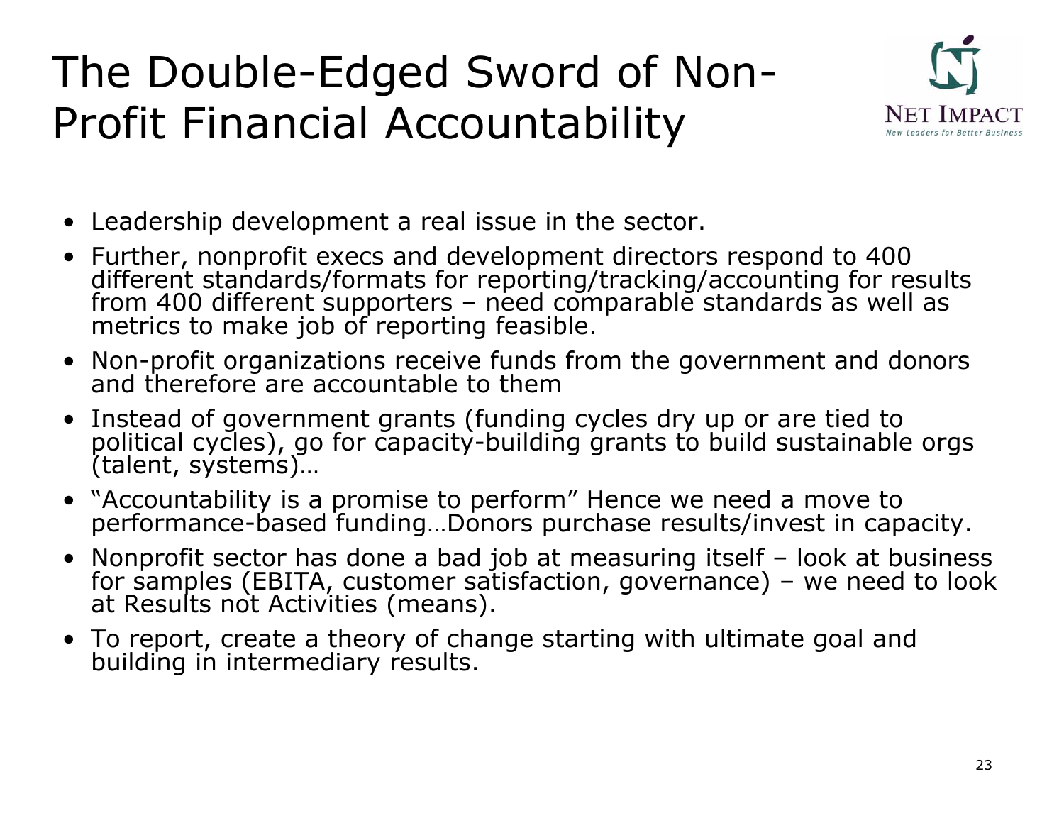# The Double-Edged Sword of Non-Profit Financial Accountability

- Leadership development a real issue in the sector.
- Further, nonprofit execs and development directors respond to 400 different standards/formats for reporting/tracking/accounting for results from 400 different supporters – need comparable standards as well as metrics to make job of reporting feasible.
- Non-profit organizations receive funds from the government and donors and therefore are accountable to them
- Instead of government grants (funding cycles dry up or are tied to political cycles), go for capacity-building grants to build sustainable orgs (talent, systems)…
- "Accountability is a promise to perform" Hence we need a move to performance-based funding…Donors purchase results/invest in capacity.
- Nonprofit sector has done a bad job at measuring itself – look at business for samples (EBITA, customer satisfaction, governance) – we need to look at Results not Activities (means).
- To report, create a theory of change starting with ultimate goal and building in intermediary results.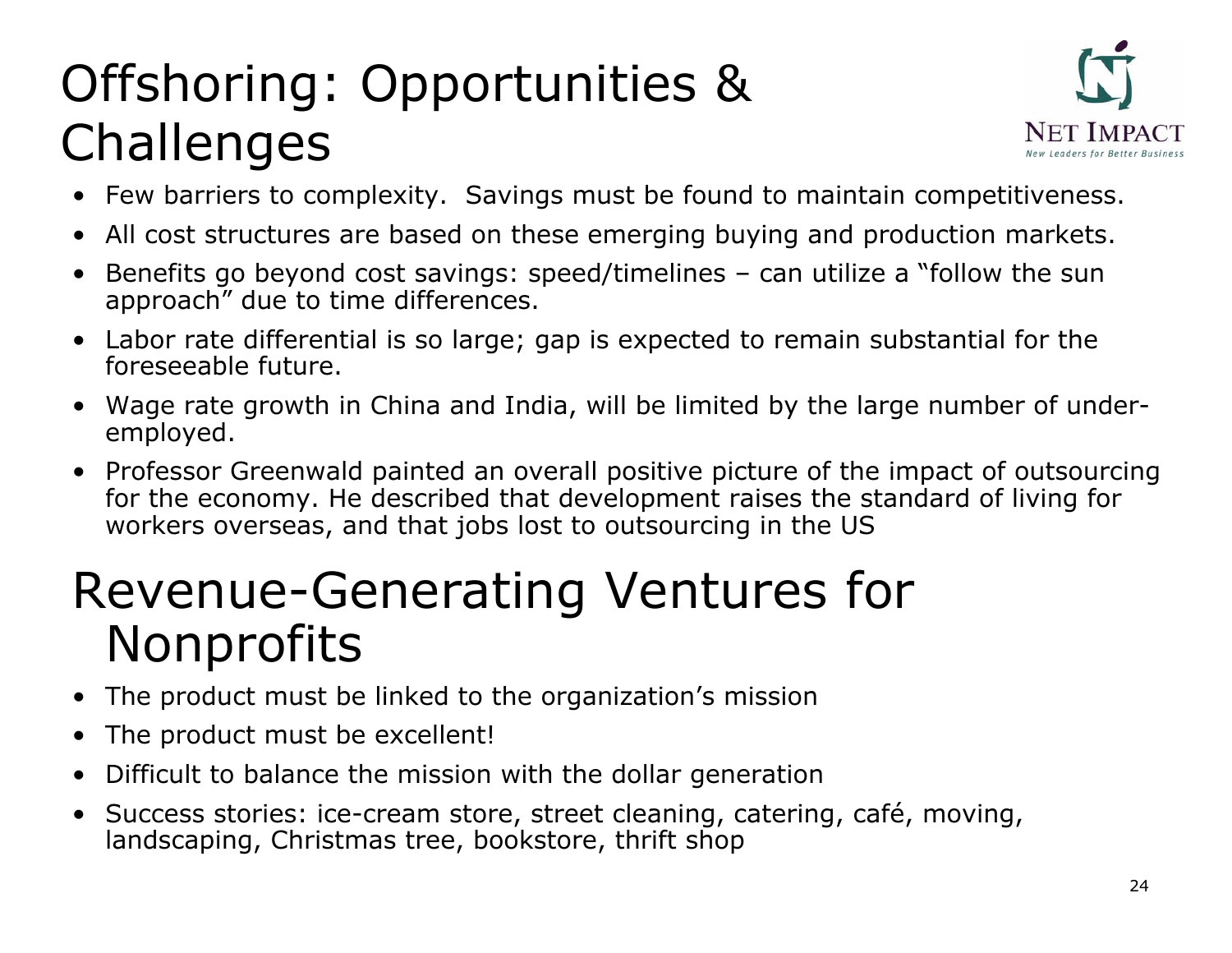# Offshoring: Opportunities & Challenges

- Few barriers to complexity. Savings must be found to maintain competitiveness.
- All cost structures are based on these emerging buying and production markets.
- Benefits go beyond cost savings: speed/timelines – can utilize a "follow the sun approach" due to time differences.
- Labor rate differential is so large; gap is expected to remain substantial for the foreseeable future.
- Wage rate growth in China and India, will be limited by the large number of under-employed.
- Professor Greenwald painted an overall positive picture of the impact of outsourcing for the economy. He described that development raises the standard of living for workers overseas, and that jobs lost to outsourcing in the US

# Revenue-Generating Ventures for Nonprofits

- The product must be linked to the organization's mission
- The product must be excellent!
- Difficult to balance the mission with the dollar generation
- Success stories: ice-cream store, street cleaning, catering, café, moving, landscaping, Christmas tree, bookstore, thrift shop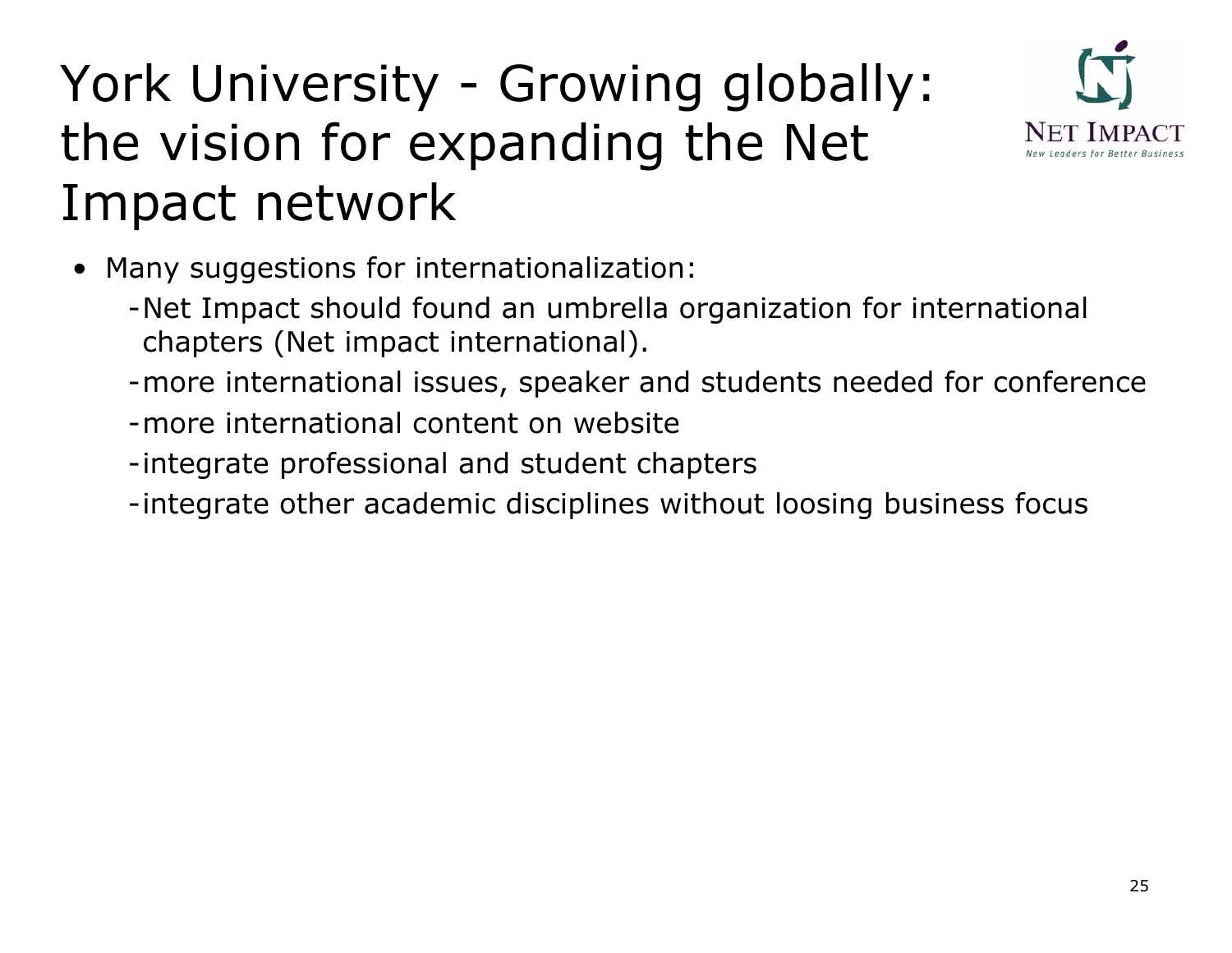# York University - Growing globally: the vision for expanding the Net Impact network

- Many suggestions for internationalization:
  - Net Impact should found an umbrella organization for international chapters (Net impact international).
  - more international issues, speaker and students needed for conference
  - more international content on website
  - integrate professional and student chapters
  - integrate other academic disciplines without loosing business focus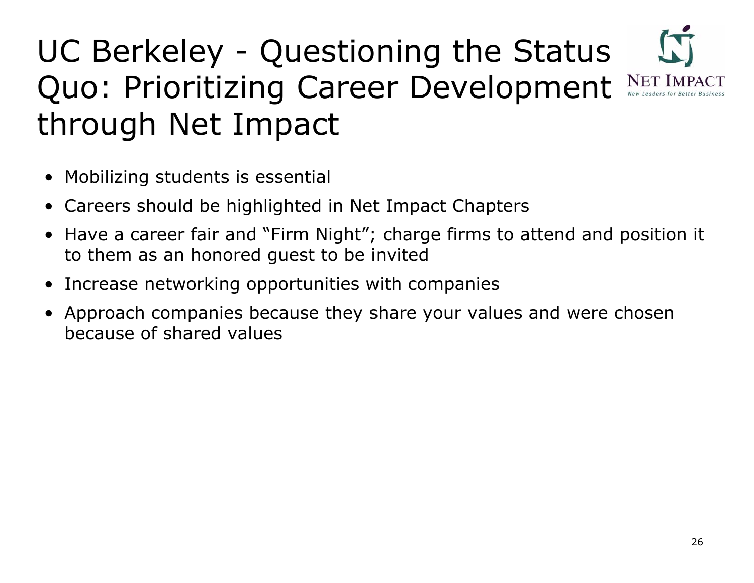# UC Berkeley - Questioning the Status Quo: Prioritizing Career Development through Net Impact

- Mobilizing students is essential
- Careers should be highlighted in Net Impact Chapters
- Have a career fair and "Firm Night"; charge firms to attend and position it to them as an honored guest to be invited
- Increase networking opportunities with companies
- Approach companies because they share your values and were chosen because of shared values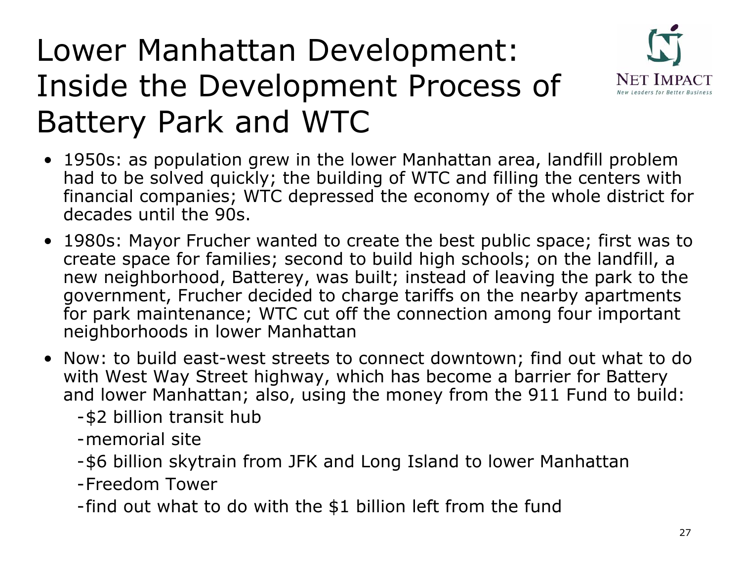# Lower Manhattan Development: Inside the Development Process of Battery Park and WTC

- 1950s: as population grew in the lower Manhattan area, landfill problem had to be solved quickly; the building of WTC and filling the centers with financial companies; WTC depressed the economy of the whole district for decades until the 90s.
- 1980s: Mayor Frucher wanted to create the best public space; first was to create space for families; second to build high schools; on the landfill, a new neighborhood, Batterey, was built; instead of leaving the park to the government, Frucher decided to charge tariffs on the nearby apartments for park maintenance; WTC cut off the connection among four important neighborhoods in lower Manhattan
- Now: to build east-west streets to connect downtown; find out what to do with West Way Street highway, which has become a barrier for Battery and lower Manhattan; also, using the money from the 911 Fund to build:
  - $2 billion transit hub
  - memorial site
  - $6 billion skytrain from JFK and Long Island to lower Manhattan
  - Freedom Tower
  - find out what to do with the $1 billion left from the fund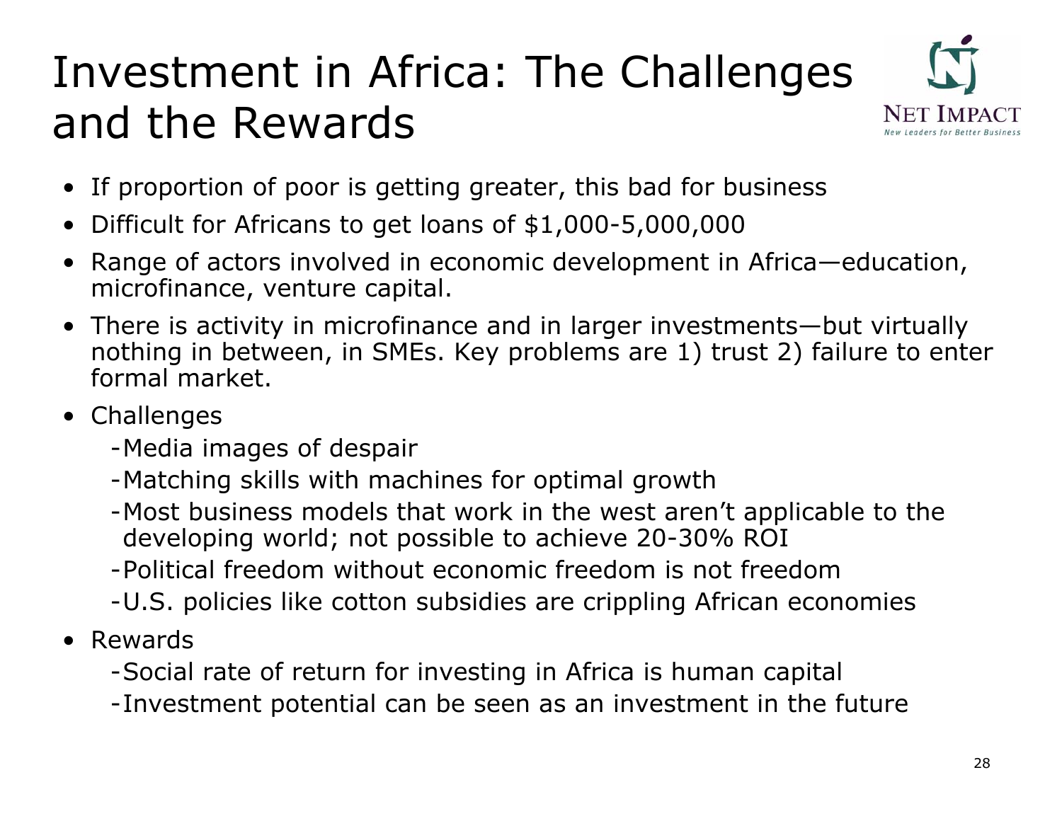# Investment in Africa: The Challenges and the Rewards

- If proportion of poor is getting greater, this bad for business
- Difficult for Africans to get loans of $1,000-5,000,000
- Range of actors involved in economic development in Africa—education, microfinance, venture capital.
- There is activity in microfinance and in larger investments—but virtually nothing in between, in SMEs. Key problems are 1) trust 2) failure to enter formal market.
- Challenges
  - Media images of despair
  - Matching skills with machines for optimal growth
  - Most business models that work in the west aren't applicable to the developing world; not possible to achieve 20-30% ROI
  - Political freedom without economic freedom is not freedom
  - U.S. policies like cotton subsidies are crippling African economies
- Rewards
  - Social rate of return for investing in Africa is human capital
  - Investment potential can be seen as an investment in the future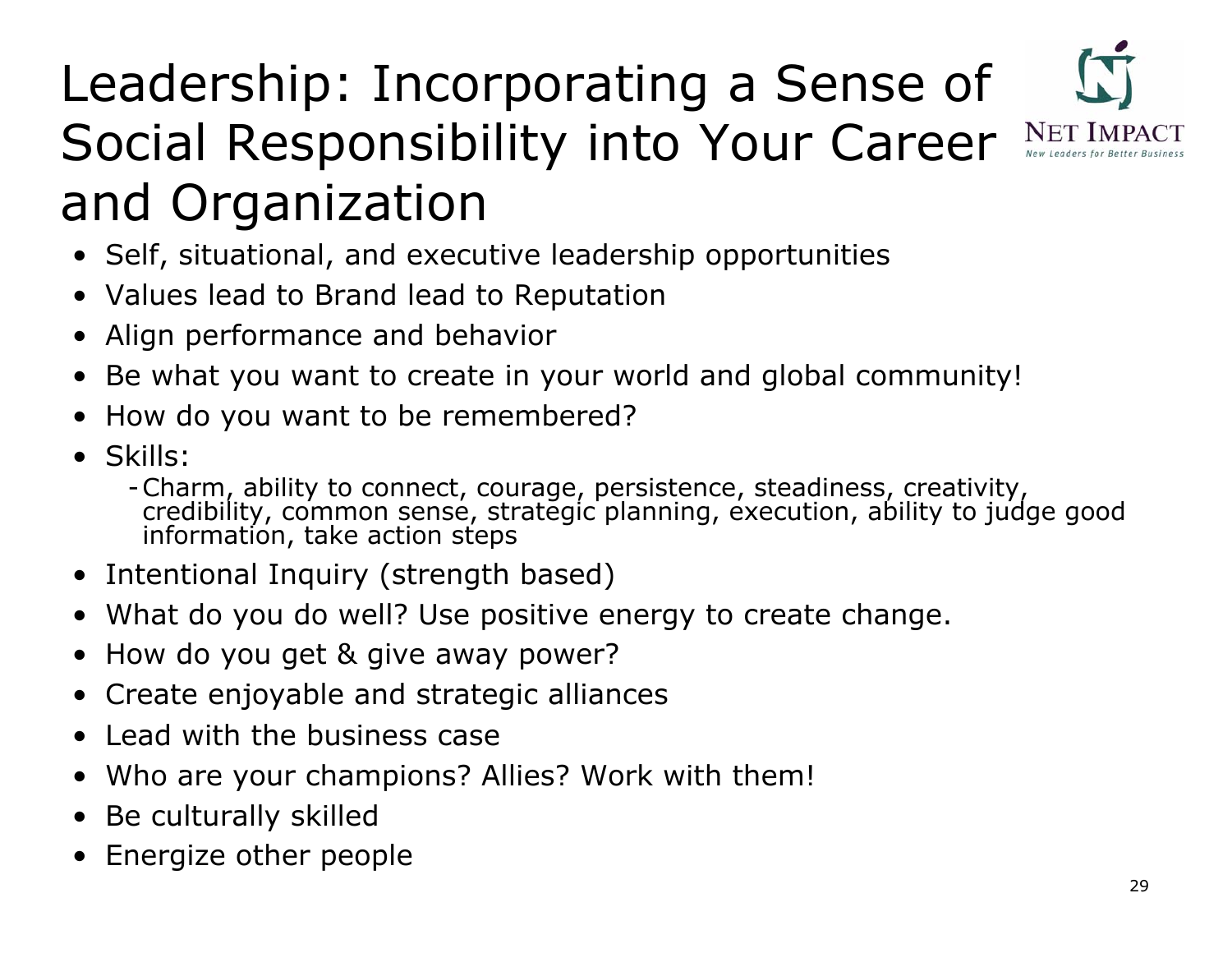# Leadership: Incorporating a Sense of Social Responsibility into Your Career and Organization

- Self, situational, and executive leadership opportunities
- Values lead to Brand lead to Reputation
- Align performance and behavior
- Be what you want to create in your world and global community!
- How do you want to be remembered?
- Skills:
  - Charm, ability to connect, courage, persistence, steadiness, creativity, credibility, common sense, strategic planning, execution, ability to judge good information, take action steps
- Intentional Inquiry (strength based)
- What do you do well? Use positive energy to create change.
- How do you get & give away power?
- Create enjoyable and strategic alliances
- Lead with the business case
- Who are your champions? Allies? Work with them!
- Be culturally skilled
- Energize other people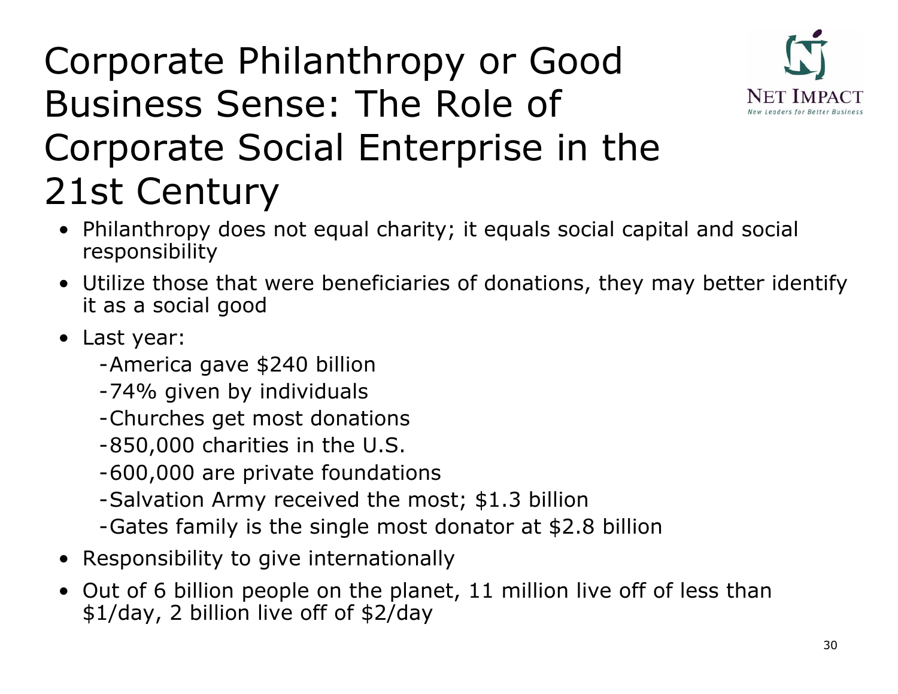# Corporate Philanthropy or Good Business Sense: The Role of Corporate Social Enterprise in the 21st Century

NET IMPACT
*New Leaders for Better Business*

- Philanthropy does not equal charity; it equals social capital and social responsibility
- Utilize those that were beneficiaries of donations, they may better identify it as a social good
- Last year:
  - -America gave $240 billion
  - -74% given by individuals
  - -Churches get most donations
  - -850,000 charities in the U.S.
  - -600,000 are private foundations
  - -Salvation Army received the most; $1.3 billion
  - -Gates family is the single most donator at $2.8 billion
- Responsibility to give internationally
- Out of 6 billion people on the planet, 11 million live off of less than $1/day, 2 billion live off of $2/day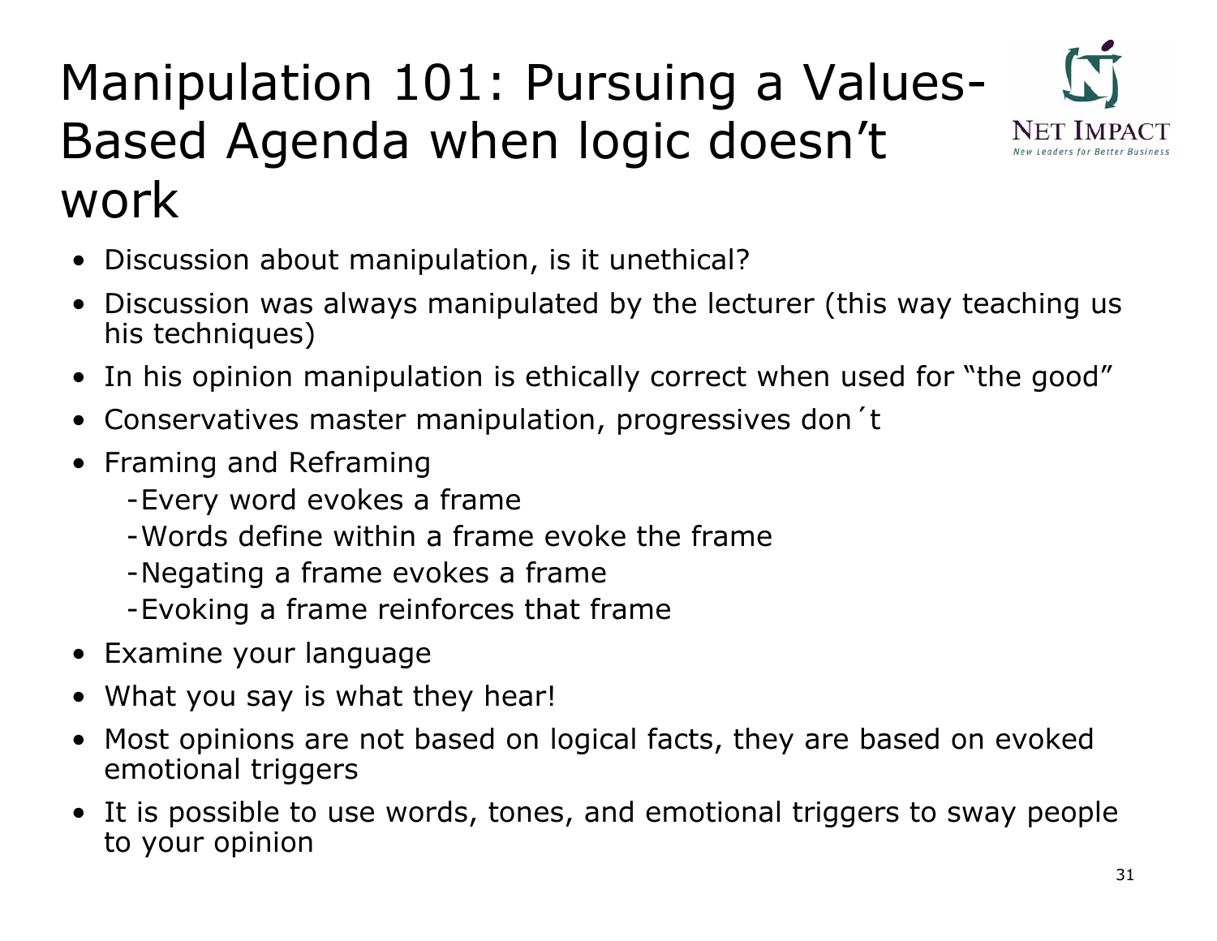# Manipulation 101: Pursuing a Values-Based Agenda when logic doesn't work

- Discussion about manipulation, is it unethical?
- Discussion was always manipulated by the lecturer (this way teaching us his techniques)
- In his opinion manipulation is ethically correct when used for "the good"
- Conservatives master manipulation, progressives don´t
- Framing and Reframing
  - -Every word evokes a frame
  - -Words define within a frame evoke the frame
  - -Negating a frame evokes a frame
  - -Evoking a frame reinforces that frame
- Examine your language
- What you say is what they hear!
- Most opinions are not based on logical facts, they are based on evoked emotional triggers
- It is possible to use words, tones, and emotional triggers to sway people to your opinion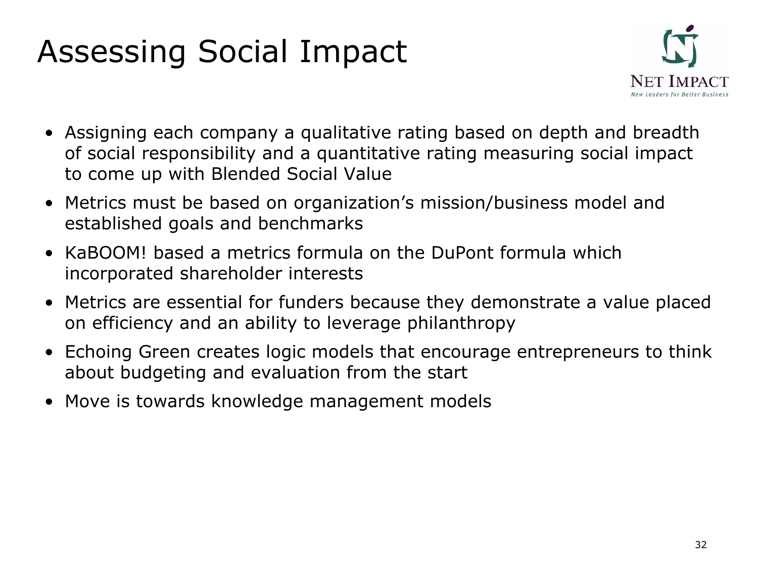# Assessing Social Impact

- Assigning each company a qualitative rating based on depth and breadth of social responsibility and a quantitative rating measuring social impact to come up with Blended Social Value
- Metrics must be based on organization's mission/business model and established goals and benchmarks
- KaBOOM! based a metrics formula on the DuPont formula which incorporated shareholder interests
- Metrics are essential for funders because they demonstrate a value placed on efficiency and an ability to leverage philanthropy
- Echoing Green creates logic models that encourage entrepreneurs to think about budgeting and evaluation from the start
- Move is towards knowledge management models